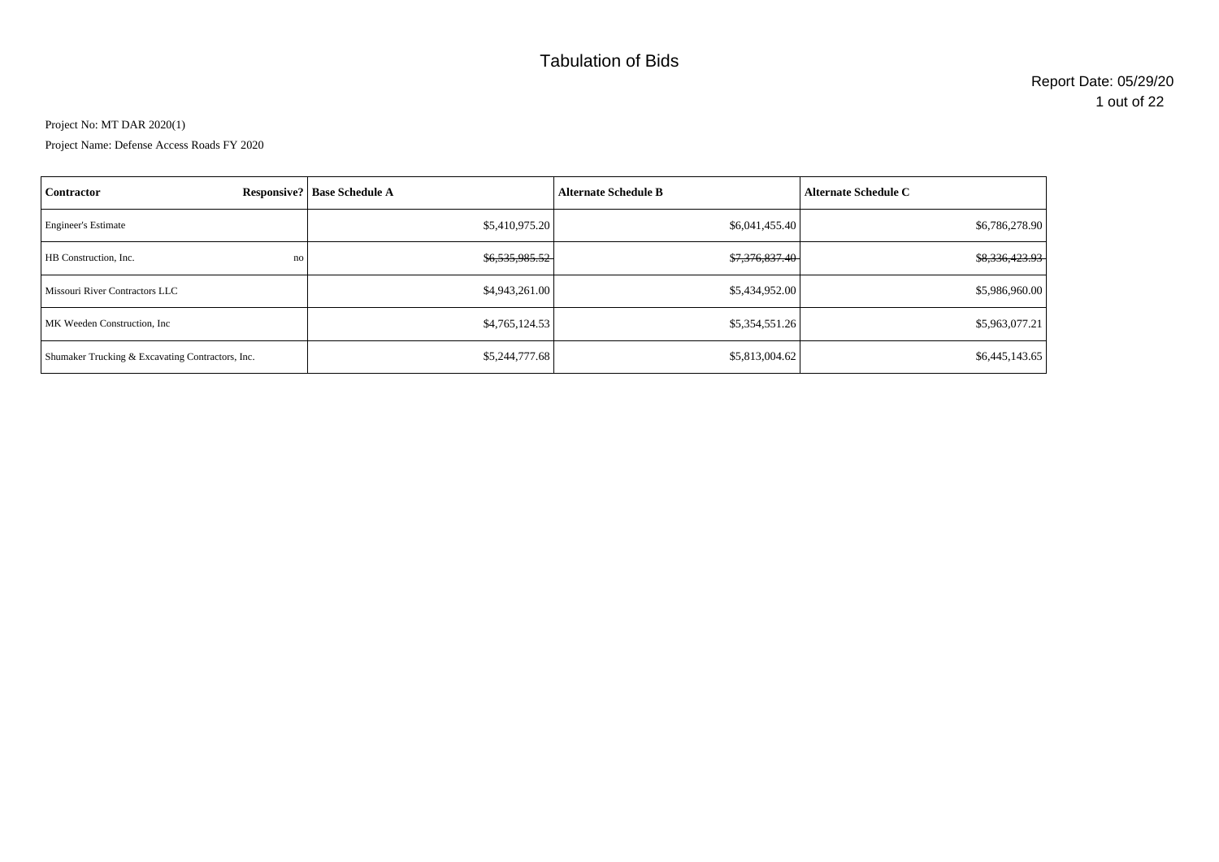# Tabulation of Bids

Report Date: 05/29/20

Project No: MT DAR 2020(1)

Project Name: Defense Access Roads FY 2020

| Contractor | Responsive? | Base Schedule A | Alternate Schedule B | Alternate Schedule C |
|---|---|---|---|---|
| Engineer's Estimate | | $5,410,975.20 | $6,041,455.40 | $6,786,278.90 |
| HB Construction, Inc. | no | ~~$6,535,985.52~~ | ~~$7,376,837.40~~ | ~~$8,336,423.93~~ |
| Missouri River Contractors LLC | | $4,943,261.00 | $5,434,952.00 | $5,986,960.00 |
| MK Weeden Construction, Inc | | $4,765,124.53 | $5,354,551.26 | $5,963,077.21 |
| Shumaker Trucking & Excavating Contractors, Inc. | | $5,244,777.68 | $5,813,004.62 | $6,445,143.65 |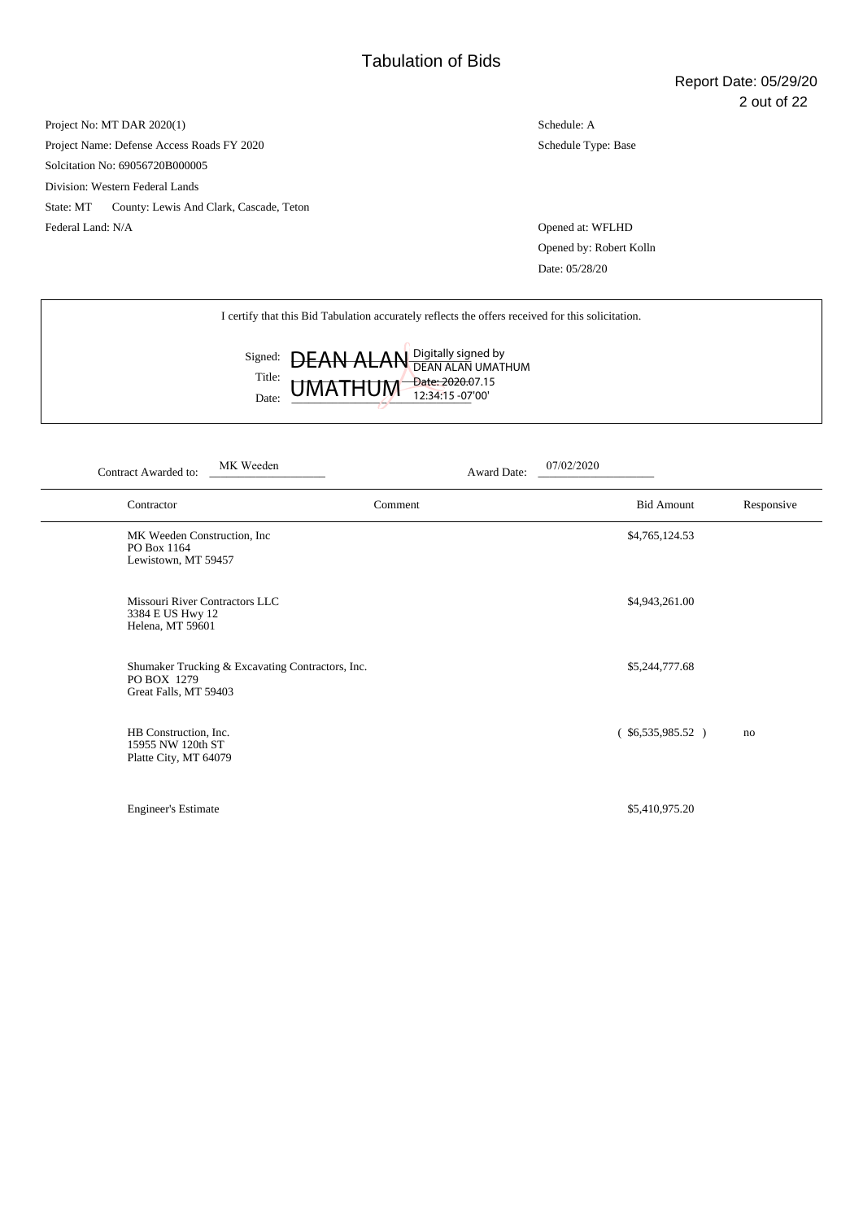# Tabulation of Bids

Report Date: 05/29/20

Project No: MT DAR 2020(1)
Project Name: Defense Access Roads FY 2020
Solcitation No: 69056720B000005
Division: Western Federal Lands
State: MT County: Lewis And Clark, Cascade, Teton
Federal Land: N/A

Schedule: A
Schedule Type: Base

Opened at: WFLHD
Opened by: Robert Kolln
Date: 05/28/20

I certify that this Bid Tabulation accurately reflects the offers received for this solicitation.

Signed: DEAN ALAN UMATHUM Digitally signed by DEAN ALAN UMATHUM Date: 2020.07.15 12:34:15 -07'00'
Title:
Date:

Contract Awarded to: MK Weeden Award Date: 07/02/2020

| Contractor | Comment | Bid Amount | Responsive |
|---|---|---|---|
| MK Weeden Construction, Inc<br>PO Box 1164<br>Lewistown, MT 59457 | | $4,765,124.53 | |
| Missouri River Contractors LLC<br>3384 E US Hwy 12<br>Helena, MT 59601 | | $4,943,261.00 | |
| Shumaker Trucking & Excavating Contractors, Inc.<br>PO BOX 1279<br>Great Falls, MT 59403 | | $5,244,777.68 | |
| HB Construction, Inc.<br>15955 NW 120th ST<br>Platte City, MT 64079 | | ( $6,535,985.52 ) | no |
| Engineer's Estimate | | $5,410,975.20 | |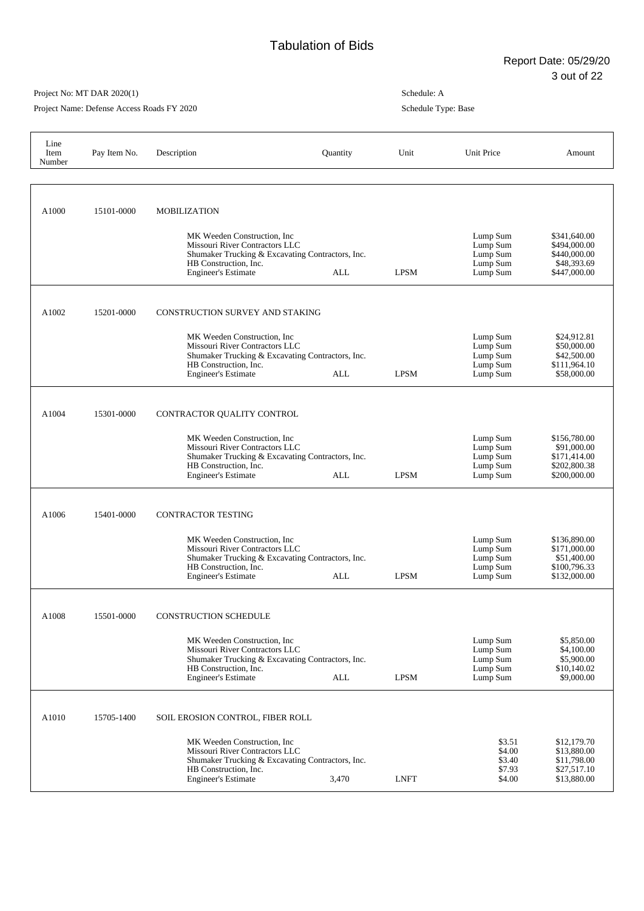# Tabulation of Bids

Report Date: 05/29/20

Project No: MT DAR 2020(1)

Project Name: Defense Access Roads FY 2020

Schedule: A

Schedule Type: Base

| Line Item Number | Pay Item No. | Description | Quantity | Unit | Unit Price | Amount |
|---|---|---|---|---|---|---|
| A1000 | 15101-0000 | MOBILIZATION | | | | |
| | | MK Weeden Construction, Inc | | | Lump Sum | $341,640.00 |
| | | Missouri River Contractors LLC | | | Lump Sum | $494,000.00 |
| | | Shumaker Trucking & Excavating Contractors, Inc. | | | Lump Sum | $440,000.00 |
| | | HB Construction, Inc. | | | Lump Sum | $48,393.69 |
| | | Engineer's Estimate | ALL | LPSM | Lump Sum | $447,000.00 |
| A1002 | 15201-0000 | CONSTRUCTION SURVEY AND STAKING | | | | |
| | | MK Weeden Construction, Inc | | | Lump Sum | $24,912.81 |
| | | Missouri River Contractors LLC | | | Lump Sum | $50,000.00 |
| | | Shumaker Trucking & Excavating Contractors, Inc. | | | Lump Sum | $42,500.00 |
| | | HB Construction, Inc. | | | Lump Sum | $111,964.10 |
| | | Engineer's Estimate | ALL | LPSM | Lump Sum | $58,000.00 |
| A1004 | 15301-0000 | CONTRACTOR QUALITY CONTROL | | | | |
| | | MK Weeden Construction, Inc | | | Lump Sum | $156,780.00 |
| | | Missouri River Contractors LLC | | | Lump Sum | $171,000.00 |
| | | Shumaker Trucking & Excavating Contractors, Inc. | | | Lump Sum | $171,414.00 |
| | | HB Construction, Inc. | | | Lump Sum | $202,800.38 |
| | | Engineer's Estimate | ALL | LPSM | Lump Sum | $200,000.00 |
| A1006 | 15401-0000 | CONTRACTOR TESTING | | | | |
| | | MK Weeden Construction, Inc | | | Lump Sum | $136,890.00 |
| | | Missouri River Contractors LLC | | | Lump Sum | $91,000.00 |
| | | Shumaker Trucking & Excavating Contractors, Inc. | | | Lump Sum | $51,400.00 |
| | | HB Construction, Inc. | | | Lump Sum | $100,796.33 |
| | | Engineer's Estimate | ALL | LPSM | Lump Sum | $132,000.00 |
| A1008 | 15501-0000 | CONSTRUCTION SCHEDULE | | | | |
| | | MK Weeden Construction, Inc | | | Lump Sum | $5,850.00 |
| | | Missouri River Contractors LLC | | | Lump Sum | $4,100.00 |
| | | Shumaker Trucking & Excavating Contractors, Inc. | | | Lump Sum | $5,900.00 |
| | | HB Construction, Inc. | | | Lump Sum | $10,140.02 |
| | | Engineer's Estimate | ALL | LPSM | Lump Sum | $9,000.00 |
| A1010 | 15705-1400 | SOIL EROSION CONTROL, FIBER ROLL | | | | |
| | | MK Weeden Construction, Inc | | | $3.51 | $12,179.70 |
| | | Missouri River Contractors LLC | | | $4.00 | $13,880.00 |
| | | Shumaker Trucking & Excavating Contractors, Inc. | | | $3.40 | $11,798.00 |
| | | HB Construction, Inc. | | | $7.93 | $27,517.10 |
| | | Engineer's Estimate | 3,470 | LNFT | $4.00 | $13,880.00 |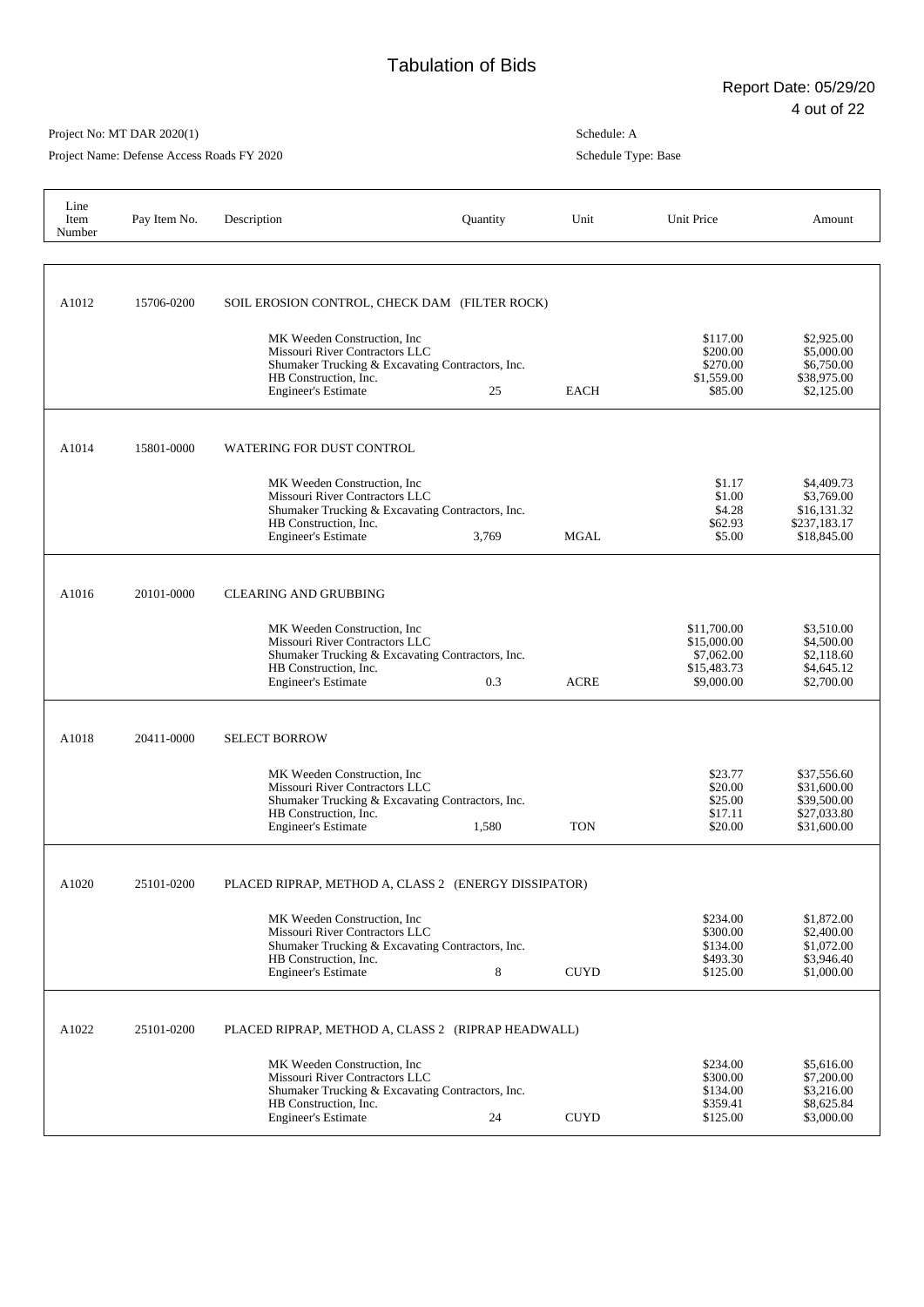# Tabulation of Bids

Report Date: 05/29/20

Project No: MT DAR 2020(1)

Project Name: Defense Access Roads FY 2020

Schedule: A

Schedule Type: Base

| Line Item Number | Pay Item No. | Description | Quantity | Unit | Unit Price | Amount |
|---|---|---|---|---|---|---|
| A1012 | 15706-0200 | SOIL EROSION CONTROL, CHECK DAM (FILTER ROCK) | | | | |
| | | MK Weeden Construction, Inc | | | $117.00 | $2,925.00 |
| | | Missouri River Contractors LLC | | | $200.00 | $5,000.00 |
| | | Shumaker Trucking & Excavating Contractors, Inc. | | | $270.00 | $6,750.00 |
| | | HB Construction, Inc. | | | $1,559.00 | $38,975.00 |
| | | Engineer's Estimate | 25 | EACH | $85.00 | $2,125.00 |
| A1014 | 15801-0000 | WATERING FOR DUST CONTROL | | | | |
| | | MK Weeden Construction, Inc | | | $1.17 | $4,409.73 |
| | | Missouri River Contractors LLC | | | $1.00 | $3,769.00 |
| | | Shumaker Trucking & Excavating Contractors, Inc. | | | $4.28 | $16,131.32 |
| | | HB Construction, Inc. | | | $62.93 | $237,183.17 |
| | | Engineer's Estimate | 3,769 | MGAL | $5.00 | $18,845.00 |
| A1016 | 20101-0000 | CLEARING AND GRUBBING | | | | |
| | | MK Weeden Construction, Inc | | | $11,700.00 | $3,510.00 |
| | | Missouri River Contractors LLC | | | $15,000.00 | $4,500.00 |
| | | Shumaker Trucking & Excavating Contractors, Inc. | | | $7,062.00 | $2,118.60 |
| | | HB Construction, Inc. | | | $15,483.73 | $4,645.12 |
| | | Engineer's Estimate | 0.3 | ACRE | $9,000.00 | $2,700.00 |
| A1018 | 20411-0000 | SELECT BORROW | | | | |
| | | MK Weeden Construction, Inc | | | $23.77 | $37,556.60 |
| | | Missouri River Contractors LLC | | | $20.00 | $31,600.00 |
| | | Shumaker Trucking & Excavating Contractors, Inc. | | | $25.00 | $39,500.00 |
| | | HB Construction, Inc. | | | $17.11 | $27,033.80 |
| | | Engineer's Estimate | 1,580 | TON | $20.00 | $31,600.00 |
| A1020 | 25101-0200 | PLACED RIPRAP, METHOD A, CLASS 2 (ENERGY DISSIPATOR) | | | | |
| | | MK Weeden Construction, Inc | | | $234.00 | $1,872.00 |
| | | Missouri River Contractors LLC | | | $300.00 | $2,400.00 |
| | | Shumaker Trucking & Excavating Contractors, Inc. | | | $134.00 | $1,072.00 |
| | | HB Construction, Inc. | | | $493.30 | $3,946.40 |
| | | Engineer's Estimate | 8 | CUYD | $125.00 | $1,000.00 |
| A1022 | 25101-0200 | PLACED RIPRAP, METHOD A, CLASS 2 (RIPRAP HEADWALL) | | | | |
| | | MK Weeden Construction, Inc | | | $234.00 | $5,616.00 |
| | | Missouri River Contractors LLC | | | $300.00 | $7,200.00 |
| | | Shumaker Trucking & Excavating Contractors, Inc. | | | $134.00 | $3,216.00 |
| | | HB Construction, Inc. | | | $359.41 | $8,625.84 |
| | | Engineer's Estimate | 24 | CUYD | $125.00 | $3,000.00 |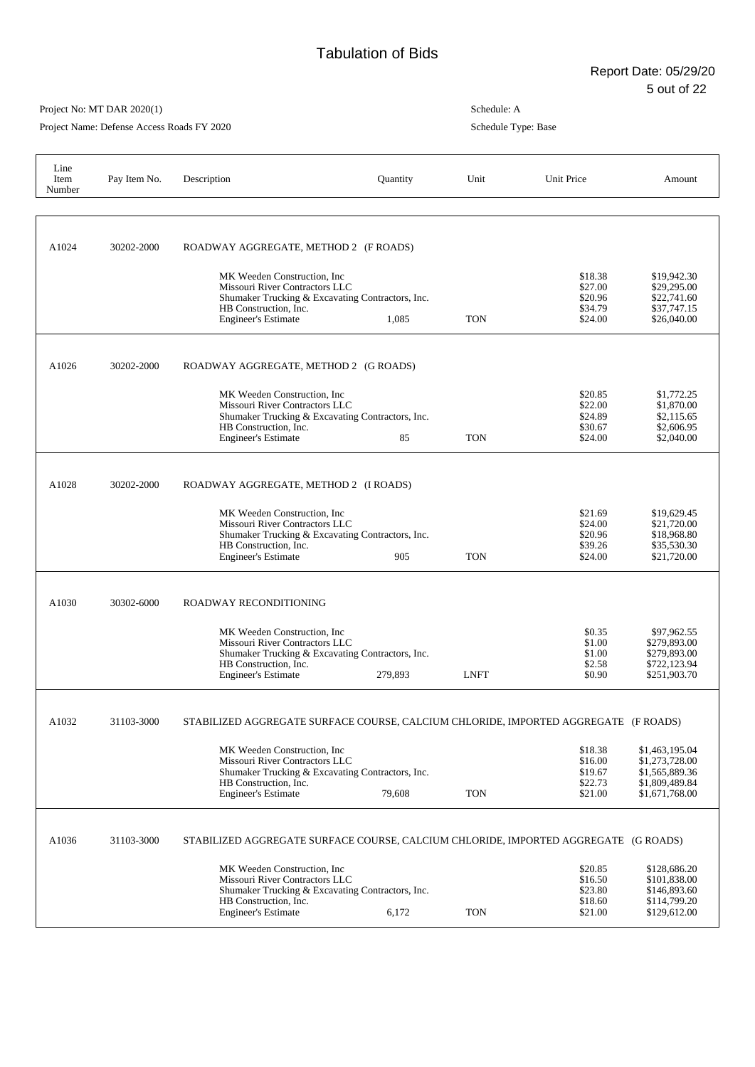# Tabulation of Bids

Report Date: 05/29/20

Project No: MT DAR 2020(1)

Project Name: Defense Access Roads FY 2020

Schedule: A

Schedule Type: Base

| Line Item Number | Pay Item No. | Description | Quantity | Unit | Unit Price | Amount |
|---|---|---|---|---|---|---|
| A1024 | 30202-2000 | ROADWAY AGGREGATE, METHOD 2 (F ROADS) | | | | |
| | | MK Weeden Construction, Inc | | | $18.38 | $19,942.30 |
| | | Missouri River Contractors LLC | | | $27.00 | $29,295.00 |
| | | Shumaker Trucking & Excavating Contractors, Inc. | | | $20.96 | $22,741.60 |
| | | HB Construction, Inc. | | | $34.79 | $37,747.15 |
| | | Engineer's Estimate | 1,085 | TON | $24.00 | $26,040.00 |
| A1026 | 30202-2000 | ROADWAY AGGREGATE, METHOD 2 (G ROADS) | | | | |
| | | MK Weeden Construction, Inc | | | $20.85 | $1,772.25 |
| | | Missouri River Contractors LLC | | | $22.00 | $1,870.00 |
| | | Shumaker Trucking & Excavating Contractors, Inc. | | | $24.89 | $2,115.65 |
| | | HB Construction, Inc. | | | $30.67 | $2,606.95 |
| | | Engineer's Estimate | 85 | TON | $24.00 | $2,040.00 |
| A1028 | 30202-2000 | ROADWAY AGGREGATE, METHOD 2 (I ROADS) | | | | |
| | | MK Weeden Construction, Inc | | | $21.69 | $19,629.45 |
| | | Missouri River Contractors LLC | | | $24.00 | $21,720.00 |
| | | Shumaker Trucking & Excavating Contractors, Inc. | | | $20.96 | $18,968.80 |
| | | HB Construction, Inc. | | | $39.26 | $35,530.30 |
| | | Engineer's Estimate | 905 | TON | $24.00 | $21,720.00 |
| A1030 | 30302-6000 | ROADWAY RECONDITIONING | | | | |
| | | MK Weeden Construction, Inc | | | $0.35 | $97,962.55 |
| | | Missouri River Contractors LLC | | | $1.00 | $279,893.00 |
| | | Shumaker Trucking & Excavating Contractors, Inc. | | | $1.00 | $279,893.00 |
| | | HB Construction, Inc. | | | $2.58 | $722,123.94 |
| | | Engineer's Estimate | 279,893 | LNFT | $0.90 | $251,903.70 |
| A1032 | 31103-3000 | STABILIZED AGGREGATE SURFACE COURSE, CALCIUM CHLORIDE, IMPORTED AGGREGATE (F ROADS) | | | | |
| | | MK Weeden Construction, Inc | | | $18.38 | $1,463,195.04 |
| | | Missouri River Contractors LLC | | | $16.00 | $1,273,728.00 |
| | | Shumaker Trucking & Excavating Contractors, Inc. | | | $19.67 | $1,565,889.36 |
| | | HB Construction, Inc. | | | $22.73 | $1,809,489.84 |
| | | Engineer's Estimate | 79,608 | TON | $21.00 | $1,671,768.00 |
| A1036 | 31103-3000 | STABILIZED AGGREGATE SURFACE COURSE, CALCIUM CHLORIDE, IMPORTED AGGREGATE (G ROADS) | | | | |
| | | MK Weeden Construction, Inc | | | $20.85 | $128,686.20 |
| | | Missouri River Contractors LLC | | | $16.50 | $101,838.00 |
| | | Shumaker Trucking & Excavating Contractors, Inc. | | | $23.80 | $146,893.60 |
| | | HB Construction, Inc. | | | $18.60 | $114,799.20 |
| | | Engineer's Estimate | 6,172 | TON | $21.00 | $129,612.00 |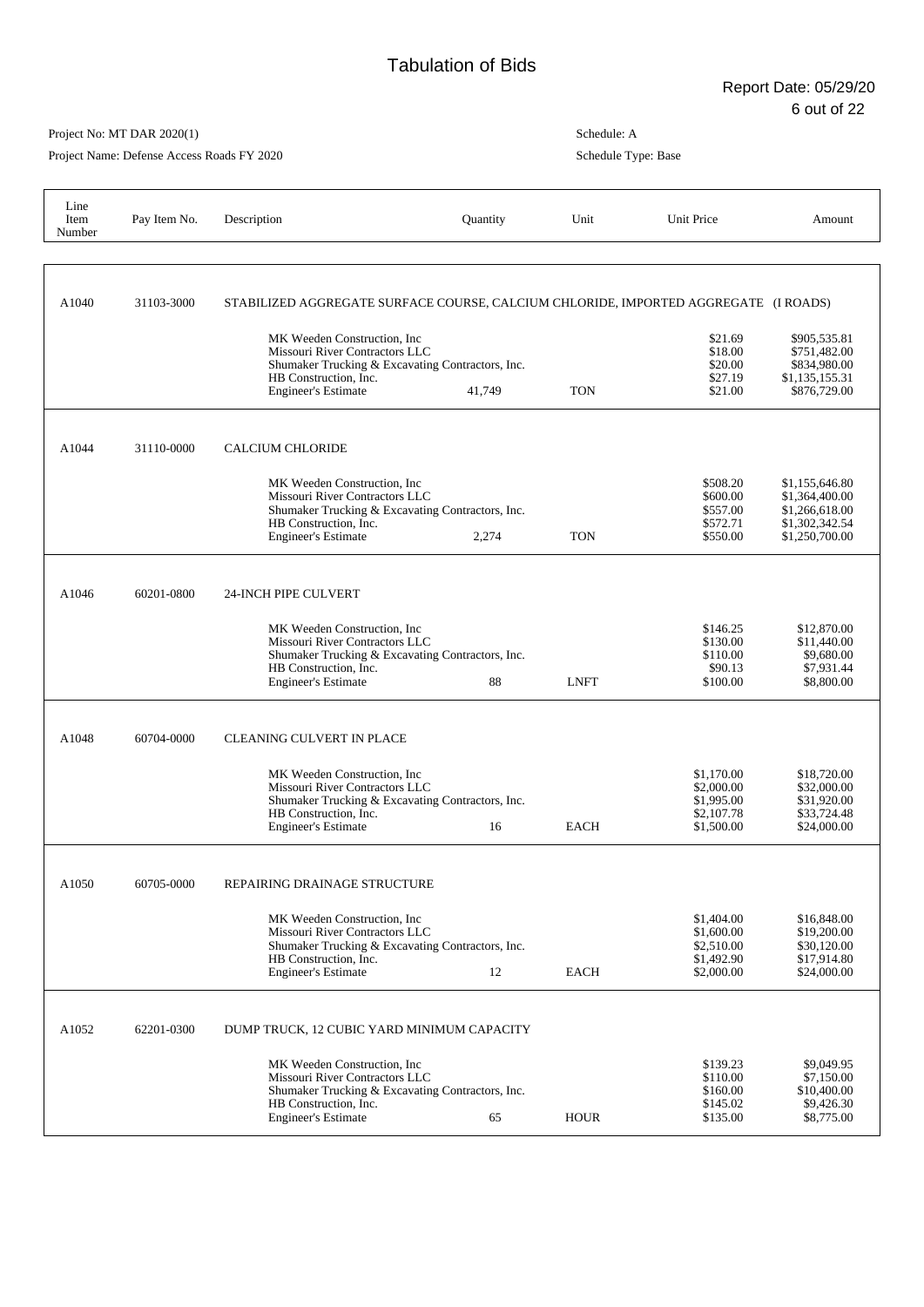# Tabulation of Bids

Report Date: 05/29/20

Project No: MT DAR 2020(1)

Project Name: Defense Access Roads FY 2020

Schedule: A

Schedule Type: Base

| Line Item Number | Pay Item No. | Description | Quantity | Unit | Unit Price | Amount |
|---|---|---|---|---|---|---|
| A1040 | 31103-3000 | STABILIZED AGGREGATE SURFACE COURSE, CALCIUM CHLORIDE, IMPORTED AGGREGATE (I ROADS) | | | | |
| | | MK Weeden Construction, Inc | | | $21.69 | $905,535.81 |
| | | Missouri River Contractors LLC | | | $18.00 | $751,482.00 |
| | | Shumaker Trucking & Excavating Contractors, Inc. | | | $20.00 | $834,980.00 |
| | | HB Construction, Inc. | | | $27.19 | $1,135,155.31 |
| | | Engineer's Estimate | 41,749 | TON | $21.00 | $876,729.00 |
| A1044 | 31110-0000 | CALCIUM CHLORIDE | | | | |
| | | MK Weeden Construction, Inc | | | $508.20 | $1,155,646.80 |
| | | Missouri River Contractors LLC | | | $600.00 | $1,364,400.00 |
| | | Shumaker Trucking & Excavating Contractors, Inc. | | | $557.00 | $1,266,618.00 |
| | | HB Construction, Inc. | | | $572.71 | $1,302,342.54 |
| | | Engineer's Estimate | 2,274 | TON | $550.00 | $1,250,700.00 |
| A1046 | 60201-0800 | 24-INCH PIPE CULVERT | | | | |
| | | MK Weeden Construction, Inc | | | $146.25 | $12,870.00 |
| | | Missouri River Contractors LLC | | | $130.00 | $11,440.00 |
| | | Shumaker Trucking & Excavating Contractors, Inc. | | | $110.00 | $9,680.00 |
| | | HB Construction, Inc. | | | $90.13 | $7,931.44 |
| | | Engineer's Estimate | 88 | LNFT | $100.00 | $8,800.00 |
| A1048 | 60704-0000 | CLEANING CULVERT IN PLACE | | | | |
| | | MK Weeden Construction, Inc | | | $1,170.00 | $18,720.00 |
| | | Missouri River Contractors LLC | | | $2,000.00 | $32,000.00 |
| | | Shumaker Trucking & Excavating Contractors, Inc. | | | $1,995.00 | $31,920.00 |
| | | HB Construction, Inc. | | | $2,107.78 | $33,724.48 |
| | | Engineer's Estimate | 16 | EACH | $1,500.00 | $24,000.00 |
| A1050 | 60705-0000 | REPAIRING DRAINAGE STRUCTURE | | | | |
| | | MK Weeden Construction, Inc | | | $1,404.00 | $16,848.00 |
| | | Missouri River Contractors LLC | | | $1,600.00 | $19,200.00 |
| | | Shumaker Trucking & Excavating Contractors, Inc. | | | $2,510.00 | $30,120.00 |
| | | HB Construction, Inc. | | | $1,492.90 | $17,914.80 |
| | | Engineer's Estimate | 12 | EACH | $2,000.00 | $24,000.00 |
| A1052 | 62201-0300 | DUMP TRUCK, 12 CUBIC YARD MINIMUM CAPACITY | | | | |
| | | MK Weeden Construction, Inc | | | $139.23 | $9,049.95 |
| | | Missouri River Contractors LLC | | | $110.00 | $7,150.00 |
| | | Shumaker Trucking & Excavating Contractors, Inc. | | | $160.00 | $10,400.00 |
| | | HB Construction, Inc. | | | $145.02 | $9,426.30 |
| | | Engineer's Estimate | 65 | HOUR | $135.00 | $8,775.00 |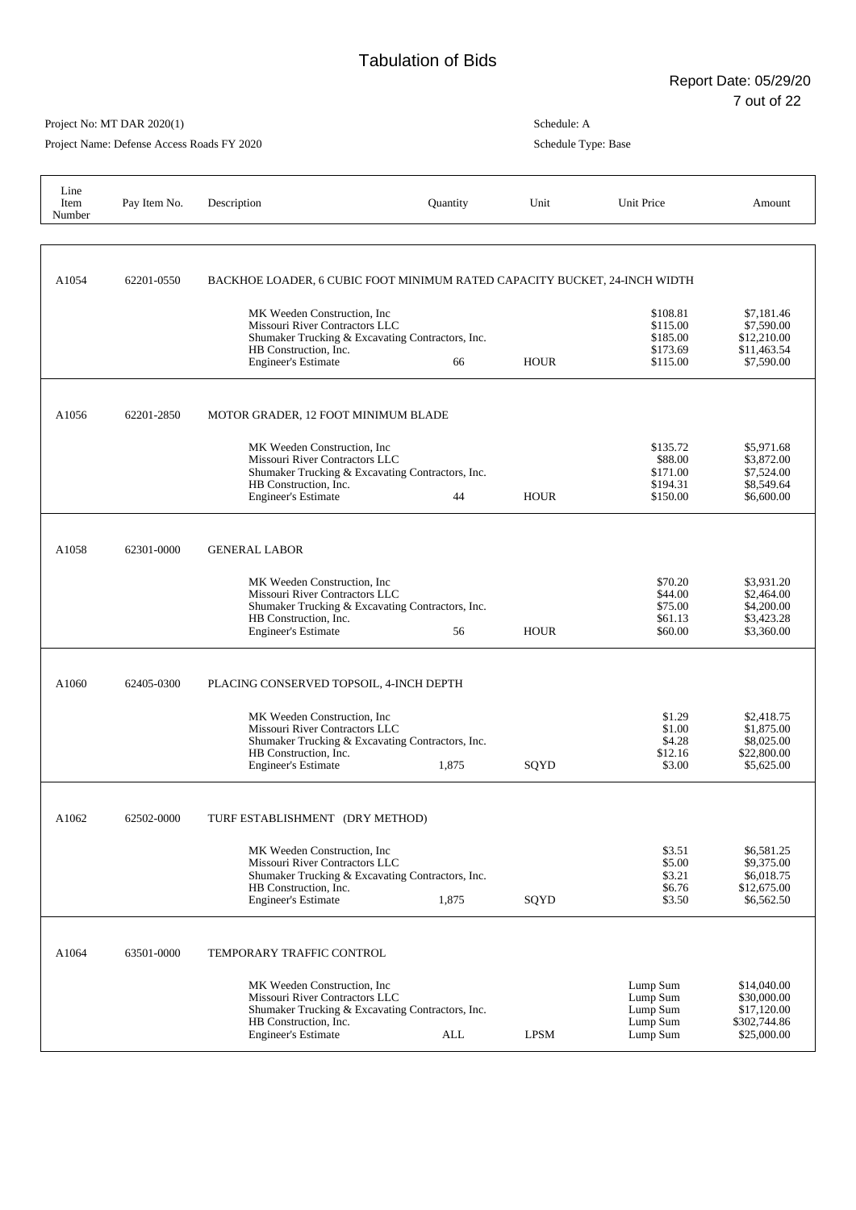# Tabulation of Bids

Report Date: 05/29/20

Project No: MT DAR 2020(1)

Project Name: Defense Access Roads FY 2020

Schedule: A

Schedule Type: Base

| Line Item Number | Pay Item No. | Description | Quantity | Unit | Unit Price | Amount |
|---|---|---|---|---|---|---|
| A1054 | 62201-0550 | BACKHOE LOADER, 6 CUBIC FOOT MINIMUM RATED CAPACITY BUCKET, 24-INCH WIDTH | | | | |
| | | MK Weeden Construction, Inc | | | $108.81 | $7,181.46 |
| | | Missouri River Contractors LLC | | | $115.00 | $7,590.00 |
| | | Shumaker Trucking & Excavating Contractors, Inc. | | | $185.00 | $12,210.00 |
| | | HB Construction, Inc. | | | $173.69 | $11,463.54 |
| | | Engineer's Estimate | 66 | HOUR | $115.00 | $7,590.00 |
| A1056 | 62201-2850 | MOTOR GRADER, 12 FOOT MINIMUM BLADE | | | | |
| | | MK Weeden Construction, Inc | | | $135.72 | $5,971.68 |
| | | Missouri River Contractors LLC | | | $88.00 | $3,872.00 |
| | | Shumaker Trucking & Excavating Contractors, Inc. | | | $171.00 | $7,524.00 |
| | | HB Construction, Inc. | | | $194.31 | $8,549.64 |
| | | Engineer's Estimate | 44 | HOUR | $150.00 | $6,600.00 |
| A1058 | 62301-0000 | GENERAL LABOR | | | | |
| | | MK Weeden Construction, Inc | | | $70.20 | $3,931.20 |
| | | Missouri River Contractors LLC | | | $44.00 | $2,464.00 |
| | | Shumaker Trucking & Excavating Contractors, Inc. | | | $75.00 | $4,200.00 |
| | | HB Construction, Inc. | | | $61.13 | $3,423.28 |
| | | Engineer's Estimate | 56 | HOUR | $60.00 | $3,360.00 |
| A1060 | 62405-0300 | PLACING CONSERVED TOPSOIL, 4-INCH DEPTH | | | | |
| | | MK Weeden Construction, Inc | | | $1.29 | $2,418.75 |
| | | Missouri River Contractors LLC | | | $1.00 | $1,875.00 |
| | | Shumaker Trucking & Excavating Contractors, Inc. | | | $4.28 | $8,025.00 |
| | | HB Construction, Inc. | | | $12.16 | $22,800.00 |
| | | Engineer's Estimate | 1,875 | SQYD | $3.00 | $5,625.00 |
| A1062 | 62502-0000 | TURF ESTABLISHMENT (DRY METHOD) | | | | |
| | | MK Weeden Construction, Inc | | | $3.51 | $6,581.25 |
| | | Missouri River Contractors LLC | | | $5.00 | $9,375.00 |
| | | Shumaker Trucking & Excavating Contractors, Inc. | | | $3.21 | $6,018.75 |
| | | HB Construction, Inc. | | | $6.76 | $12,675.00 |
| | | Engineer's Estimate | 1,875 | SQYD | $3.50 | $6,562.50 |
| A1064 | 63501-0000 | TEMPORARY TRAFFIC CONTROL | | | | |
| | | MK Weeden Construction, Inc | | | Lump Sum | $14,040.00 |
| | | Missouri River Contractors LLC | | | Lump Sum | $30,000.00 |
| | | Shumaker Trucking & Excavating Contractors, Inc. | | | Lump Sum | $17,120.00 |
| | | HB Construction, Inc. | | | Lump Sum | $302,744.86 |
| | | Engineer's Estimate | ALL | LPSM | Lump Sum | $25,000.00 |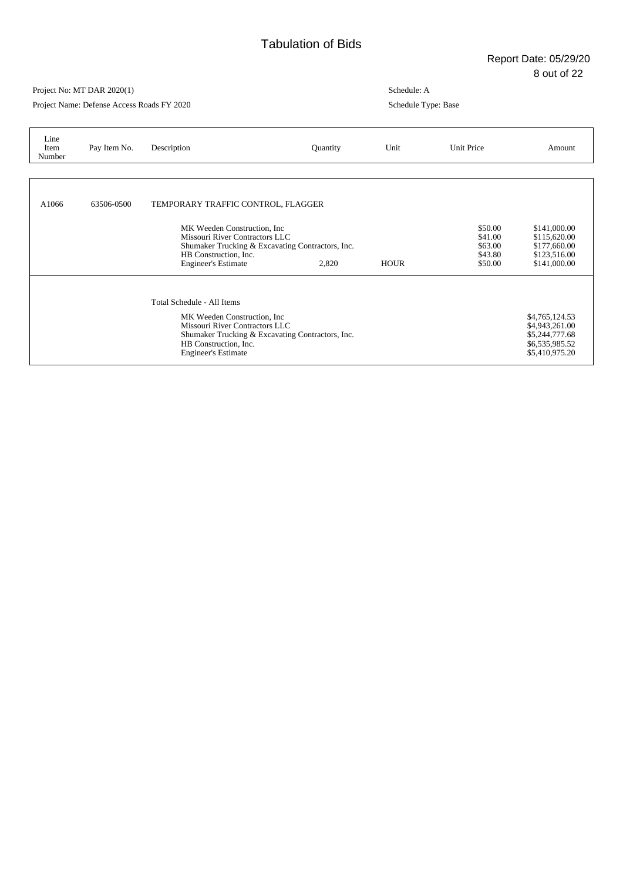# Tabulation of Bids

Report Date: 05/29/20

Project No: MT DAR 2020(1)

Project Name: Defense Access Roads FY 2020

Schedule: A

Schedule Type: Base

| Line Item Number | Pay Item No. | Description | Quantity | Unit | Unit Price | Amount |
|---|---|---|---|---|---|---|
| A1066 | 63506-0500 | TEMPORARY TRAFFIC CONTROL, FLAGGER | | | | |
| | | MK Weeden Construction, Inc | | | $50.00 | $141,000.00 |
| | | Missouri River Contractors LLC | | | $41.00 | $115,620.00 |
| | | Shumaker Trucking & Excavating Contractors, Inc. | | | $63.00 | $177,660.00 |
| | | HB Construction, Inc. | | | $43.80 | $123,516.00 |
| | | Engineer's Estimate | 2,820 | HOUR | $50.00 | $141,000.00 |
| | | Total Schedule - All Items | | | | |
| | | MK Weeden Construction, Inc | | | | $4,765,124.53 |
| | | Missouri River Contractors LLC | | | | $4,943,261.00 |
| | | Shumaker Trucking & Excavating Contractors, Inc. | | | | $5,244,777.68 |
| | | HB Construction, Inc. | | | | $6,535,985.52 |
| | | Engineer's Estimate | | | | $5,410,975.20 |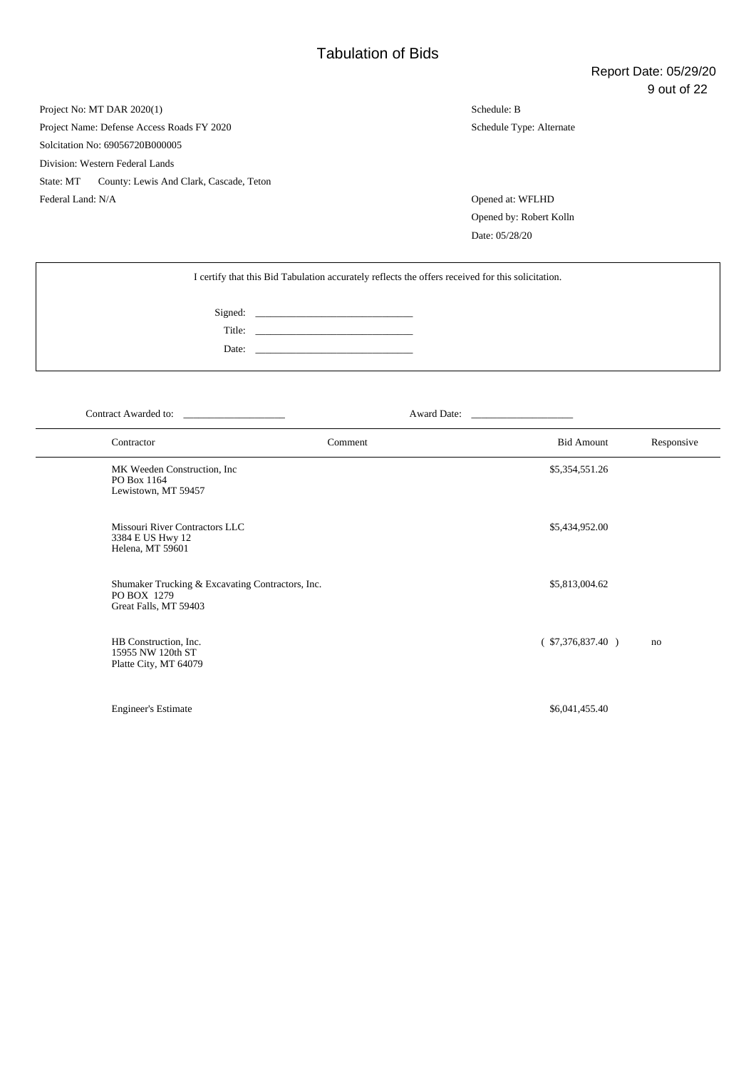# Tabulation of Bids

Report Date: 05/29/20

Project No: MT DAR 2020(1)
Project Name: Defense Access Roads FY 2020
Solcitation No: 69056720B000005
Division: Western Federal Lands
State: MT County: Lewis And Clark, Cascade, Teton
Federal Land: N/A

Schedule: B
Schedule Type: Alternate

Opened at: WFLHD
Opened by: Robert Kolln
Date: 05/28/20

I certify that this Bid Tabulation accurately reflects the offers received for this solicitation.

Signed: ______________________________
Title: ______________________________
Date: ______________________________

Contract Awarded to: ____________________ Award Date: ____________________

| Contractor | Comment | Bid Amount | Responsive |
|---|---|---|---|
| MK Weeden Construction, Inc<br>PO Box 1164<br>Lewistown, MT 59457 | | $5,354,551.26 | |
| Missouri River Contractors LLC<br>3384 E US Hwy 12<br>Helena, MT 59601 | | $5,434,952.00 | |
| Shumaker Trucking & Excavating Contractors, Inc.<br>PO BOX 1279<br>Great Falls, MT 59403 | | $5,813,004.62 | |
| HB Construction, Inc.<br>15955 NW 120th ST<br>Platte City, MT 64079 | | ( $7,376,837.40 ) | no |
| Engineer's Estimate | | $6,041,455.40 | |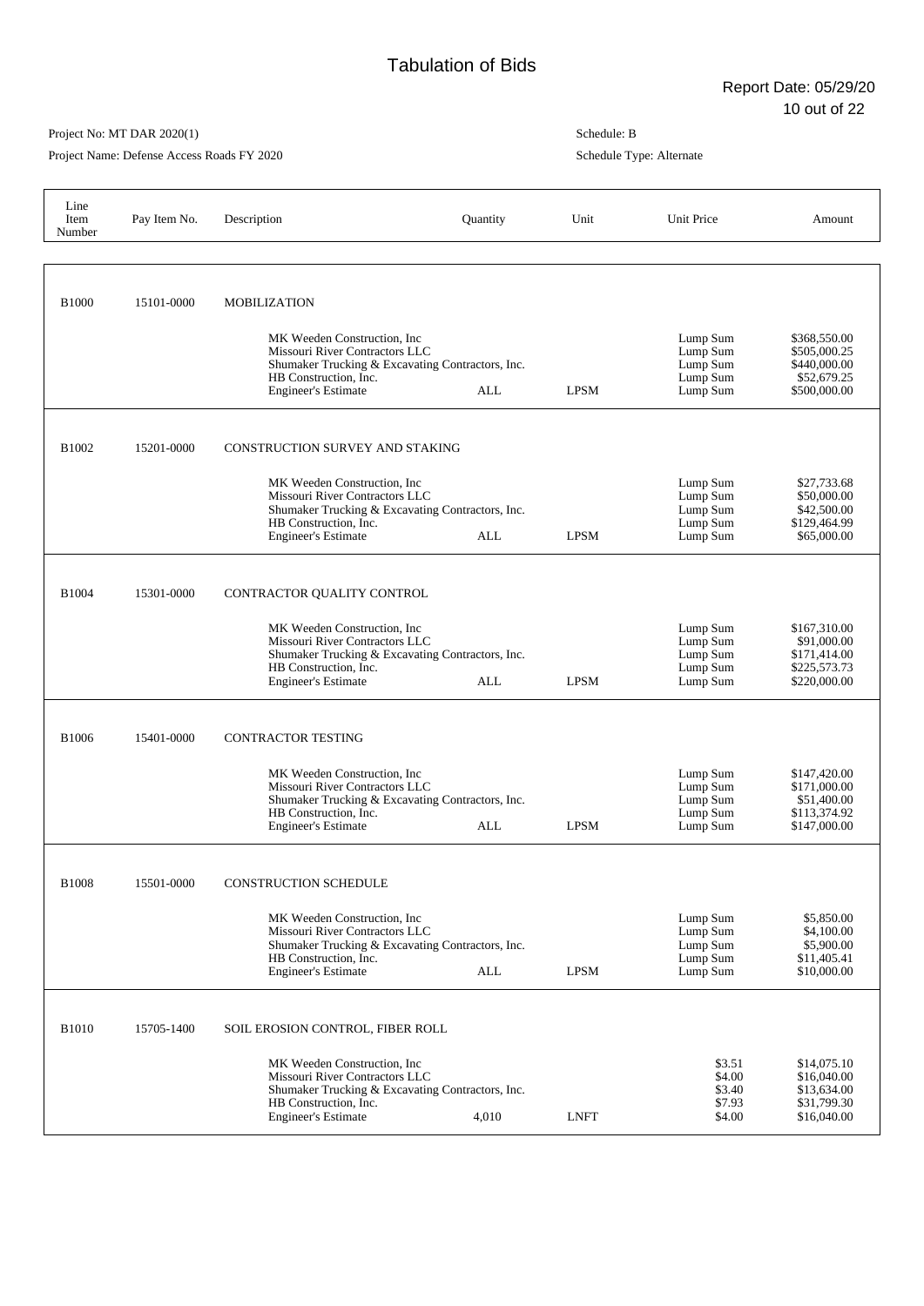# Tabulation of Bids

Report Date: 05/29/20

Project No: MT DAR 2020(1)

Project Name: Defense Access Roads FY 2020

Schedule: B

Schedule Type: Alternate

| Line Item Number | Pay Item No. | Description | Quantity | Unit | Unit Price | Amount |
|---|---|---|---|---|---|---|
| B1000 | 15101-0000 | MOBILIZATION | | | | |
| | | MK Weeden Construction, Inc | | | Lump Sum | $368,550.00 |
| | | Missouri River Contractors LLC | | | Lump Sum | $505,000.25 |
| | | Shumaker Trucking & Excavating Contractors, Inc. | | | Lump Sum | $440,000.00 |
| | | HB Construction, Inc. | | | Lump Sum | $52,679.25 |
| | | Engineer's Estimate | ALL | LPSM | Lump Sum | $500,000.00 |
| B1002 | 15201-0000 | CONSTRUCTION SURVEY AND STAKING | | | | |
| | | MK Weeden Construction, Inc | | | Lump Sum | $27,733.68 |
| | | Missouri River Contractors LLC | | | Lump Sum | $50,000.00 |
| | | Shumaker Trucking & Excavating Contractors, Inc. | | | Lump Sum | $42,500.00 |
| | | HB Construction, Inc. | | | Lump Sum | $129,464.99 |
| | | Engineer's Estimate | ALL | LPSM | Lump Sum | $65,000.00 |
| B1004 | 15301-0000 | CONTRACTOR QUALITY CONTROL | | | | |
| | | MK Weeden Construction, Inc | | | Lump Sum | $167,310.00 |
| | | Missouri River Contractors LLC | | | Lump Sum | $171,000.00 |
| | | Shumaker Trucking & Excavating Contractors, Inc. | | | Lump Sum | $171,414.00 |
| | | HB Construction, Inc. | | | Lump Sum | $225,573.73 |
| | | Engineer's Estimate | ALL | LPSM | Lump Sum | $220,000.00 |
| B1006 | 15401-0000 | CONTRACTOR TESTING | | | | |
| | | MK Weeden Construction, Inc | | | Lump Sum | $147,420.00 |
| | | Missouri River Contractors LLC | | | Lump Sum | $91,000.00 |
| | | Shumaker Trucking & Excavating Contractors, Inc. | | | Lump Sum | $51,400.00 |
| | | HB Construction, Inc. | | | Lump Sum | $113,374.92 |
| | | Engineer's Estimate | ALL | LPSM | Lump Sum | $147,000.00 |
| B1008 | 15501-0000 | CONSTRUCTION SCHEDULE | | | | |
| | | MK Weeden Construction, Inc | | | Lump Sum | $5,850.00 |
| | | Missouri River Contractors LLC | | | Lump Sum | $4,100.00 |
| | | Shumaker Trucking & Excavating Contractors, Inc. | | | Lump Sum | $5,900.00 |
| | | HB Construction, Inc. | | | Lump Sum | $11,405.41 |
| | | Engineer's Estimate | ALL | LPSM | Lump Sum | $10,000.00 |
| B1010 | 15705-1400 | SOIL EROSION CONTROL, FIBER ROLL | | | | |
| | | MK Weeden Construction, Inc | | | $3.51 | $14,075.10 |
| | | Missouri River Contractors LLC | | | $4.00 | $16,040.00 |
| | | Shumaker Trucking & Excavating Contractors, Inc. | | | $3.40 | $13,634.00 |
| | | HB Construction, Inc. | | | $7.93 | $31,799.30 |
| | | Engineer's Estimate | 4,010 | LNFT | $4.00 | $16,040.00 |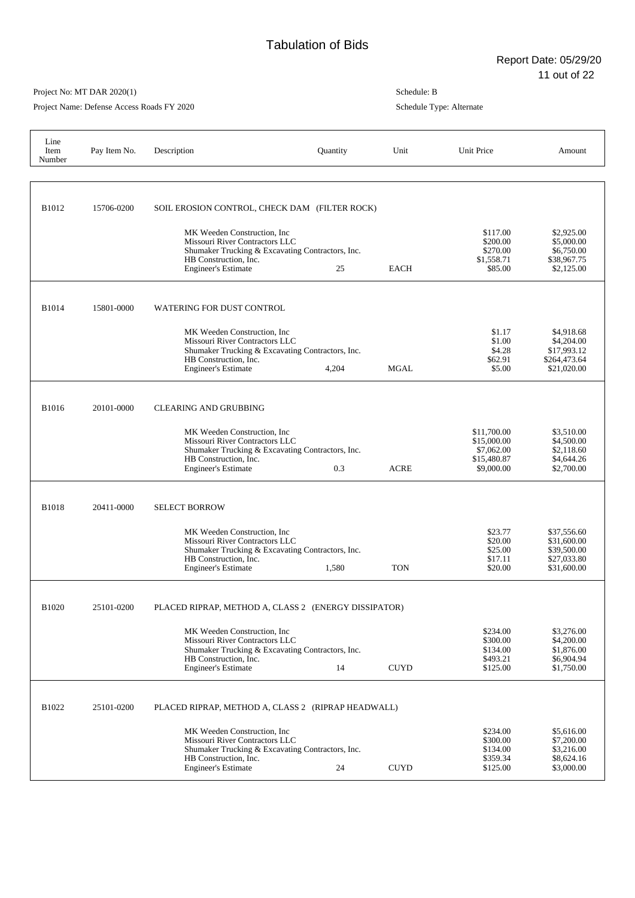# Tabulation of Bids

Report Date: 05/29/20

Project No: MT DAR 2020(1)

Project Name: Defense Access Roads FY 2020

Schedule: B

Schedule Type: Alternate

| Line Item Number | Pay Item No. | Description | Quantity | Unit | Unit Price | Amount |
|---|---|---|---|---|---|---|
| B1012 | 15706-0200 | SOIL EROSION CONTROL, CHECK DAM (FILTER ROCK) | | | | |
| | | MK Weeden Construction, Inc | | | $117.00 | $2,925.00 |
| | | Missouri River Contractors LLC | | | $200.00 | $5,000.00 |
| | | Shumaker Trucking & Excavating Contractors, Inc. | | | $270.00 | $6,750.00 |
| | | HB Construction, Inc. | | | $1,558.71 | $38,967.75 |
| | | Engineer's Estimate | 25 | EACH | $85.00 | $2,125.00 |
| B1014 | 15801-0000 | WATERING FOR DUST CONTROL | | | | |
| | | MK Weeden Construction, Inc | | | $1.17 | $4,918.68 |
| | | Missouri River Contractors LLC | | | $1.00 | $4,204.00 |
| | | Shumaker Trucking & Excavating Contractors, Inc. | | | $4.28 | $17,993.12 |
| | | HB Construction, Inc. | | | $62.91 | $264,473.64 |
| | | Engineer's Estimate | 4,204 | MGAL | $5.00 | $21,020.00 |
| B1016 | 20101-0000 | CLEARING AND GRUBBING | | | | |
| | | MK Weeden Construction, Inc | | | $11,700.00 | $3,510.00 |
| | | Missouri River Contractors LLC | | | $15,000.00 | $4,500.00 |
| | | Shumaker Trucking & Excavating Contractors, Inc. | | | $7,062.00 | $2,118.60 |
| | | HB Construction, Inc. | | | $15,480.87 | $4,644.26 |
| | | Engineer's Estimate | 0.3 | ACRE | $9,000.00 | $2,700.00 |
| B1018 | 20411-0000 | SELECT BORROW | | | | |
| | | MK Weeden Construction, Inc | | | $23.77 | $37,556.60 |
| | | Missouri River Contractors LLC | | | $20.00 | $31,600.00 |
| | | Shumaker Trucking & Excavating Contractors, Inc. | | | $25.00 | $39,500.00 |
| | | HB Construction, Inc. | | | $17.11 | $27,033.80 |
| | | Engineer's Estimate | 1,580 | TON | $20.00 | $31,600.00 |
| B1020 | 25101-0200 | PLACED RIPRAP, METHOD A, CLASS 2 (ENERGY DISSIPATOR) | | | | |
| | | MK Weeden Construction, Inc | | | $234.00 | $3,276.00 |
| | | Missouri River Contractors LLC | | | $300.00 | $4,200.00 |
| | | Shumaker Trucking & Excavating Contractors, Inc. | | | $134.00 | $1,876.00 |
| | | HB Construction, Inc. | | | $493.21 | $6,904.94 |
| | | Engineer's Estimate | 14 | CUYD | $125.00 | $1,750.00 |
| B1022 | 25101-0200 | PLACED RIPRAP, METHOD A, CLASS 2 (RIPRAP HEADWALL) | | | | |
| | | MK Weeden Construction, Inc | | | $234.00 | $5,616.00 |
| | | Missouri River Contractors LLC | | | $300.00 | $7,200.00 |
| | | Shumaker Trucking & Excavating Contractors, Inc. | | | $134.00 | $3,216.00 |
| | | HB Construction, Inc. | | | $359.34 | $8,624.16 |
| | | Engineer's Estimate | 24 | CUYD | $125.00 | $3,000.00 |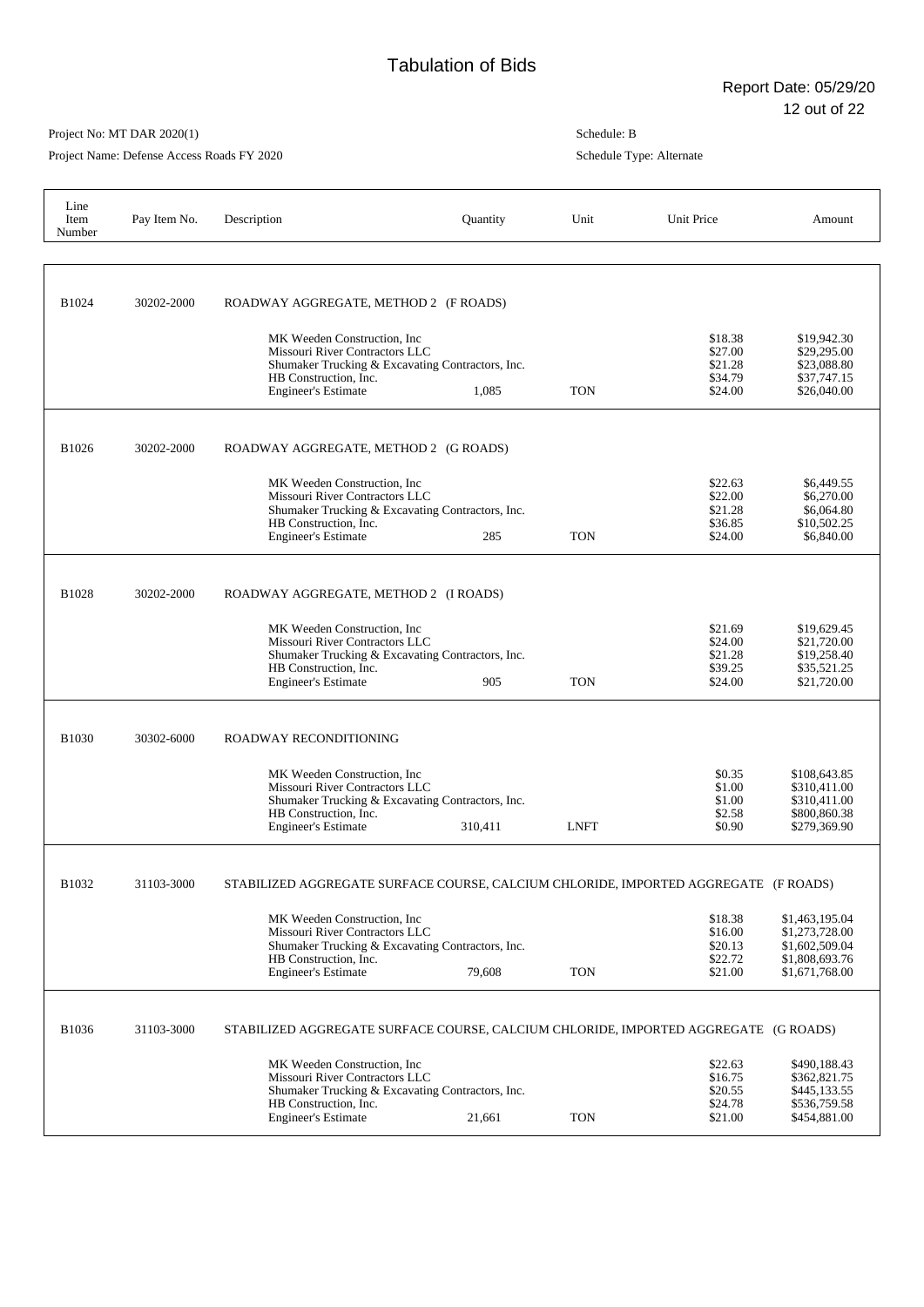# Tabulation of Bids

Report Date: 05/29/20

Project No: MT DAR 2020(1)

Project Name: Defense Access Roads FY 2020

Schedule: B

Schedule Type: Alternate

| Line Item Number | Pay Item No. | Description | Quantity | Unit | Unit Price | Amount |
|---|---|---|---|---|---|---|
| B1024 | 30202-2000 | ROADWAY AGGREGATE, METHOD 2 (F ROADS) | | | | |
| | | MK Weeden Construction, Inc | | | $18.38 | $19,942.30 |
| | | Missouri River Contractors LLC | | | $27.00 | $29,295.00 |
| | | Shumaker Trucking & Excavating Contractors, Inc. | | | $21.28 | $23,088.80 |
| | | HB Construction, Inc. | | | $34.79 | $37,747.15 |
| | | Engineer's Estimate | 1,085 | TON | $24.00 | $26,040.00 |
| B1026 | 30202-2000 | ROADWAY AGGREGATE, METHOD 2 (G ROADS) | | | | |
| | | MK Weeden Construction, Inc | | | $22.63 | $6,449.55 |
| | | Missouri River Contractors LLC | | | $22.00 | $6,270.00 |
| | | Shumaker Trucking & Excavating Contractors, Inc. | | | $21.28 | $6,064.80 |
| | | HB Construction, Inc. | | | $36.85 | $10,502.25 |
| | | Engineer's Estimate | 285 | TON | $24.00 | $6,840.00 |
| B1028 | 30202-2000 | ROADWAY AGGREGATE, METHOD 2 (I ROADS) | | | | |
| | | MK Weeden Construction, Inc | | | $21.69 | $19,629.45 |
| | | Missouri River Contractors LLC | | | $24.00 | $21,720.00 |
| | | Shumaker Trucking & Excavating Contractors, Inc. | | | $21.28 | $19,258.40 |
| | | HB Construction, Inc. | | | $39.25 | $35,521.25 |
| | | Engineer's Estimate | 905 | TON | $24.00 | $21,720.00 |
| B1030 | 30302-6000 | ROADWAY RECONDITIONING | | | | |
| | | MK Weeden Construction, Inc | | | $0.35 | $108,643.85 |
| | | Missouri River Contractors LLC | | | $1.00 | $310,411.00 |
| | | Shumaker Trucking & Excavating Contractors, Inc. | | | $1.00 | $310,411.00 |
| | | HB Construction, Inc. | | | $2.58 | $800,860.38 |
| | | Engineer's Estimate | 310,411 | LNFT | $0.90 | $279,369.90 |
| B1032 | 31103-3000 | STABILIZED AGGREGATE SURFACE COURSE, CALCIUM CHLORIDE, IMPORTED AGGREGATE (F ROADS) | | | | |
| | | MK Weeden Construction, Inc | | | $18.38 | $1,463,195.04 |
| | | Missouri River Contractors LLC | | | $16.00 | $1,273,728.00 |
| | | Shumaker Trucking & Excavating Contractors, Inc. | | | $20.13 | $1,602,509.04 |
| | | HB Construction, Inc. | | | $22.72 | $1,808,693.76 |
| | | Engineer's Estimate | 79,608 | TON | $21.00 | $1,671,768.00 |
| B1036 | 31103-3000 | STABILIZED AGGREGATE SURFACE COURSE, CALCIUM CHLORIDE, IMPORTED AGGREGATE (G ROADS) | | | | |
| | | MK Weeden Construction, Inc | | | $22.63 | $490,188.43 |
| | | Missouri River Contractors LLC | | | $16.75 | $362,821.75 |
| | | Shumaker Trucking & Excavating Contractors, Inc. | | | $20.55 | $445,133.55 |
| | | HB Construction, Inc. | | | $24.78 | $536,759.58 |
| | | Engineer's Estimate | 21,661 | TON | $21.00 | $454,881.00 |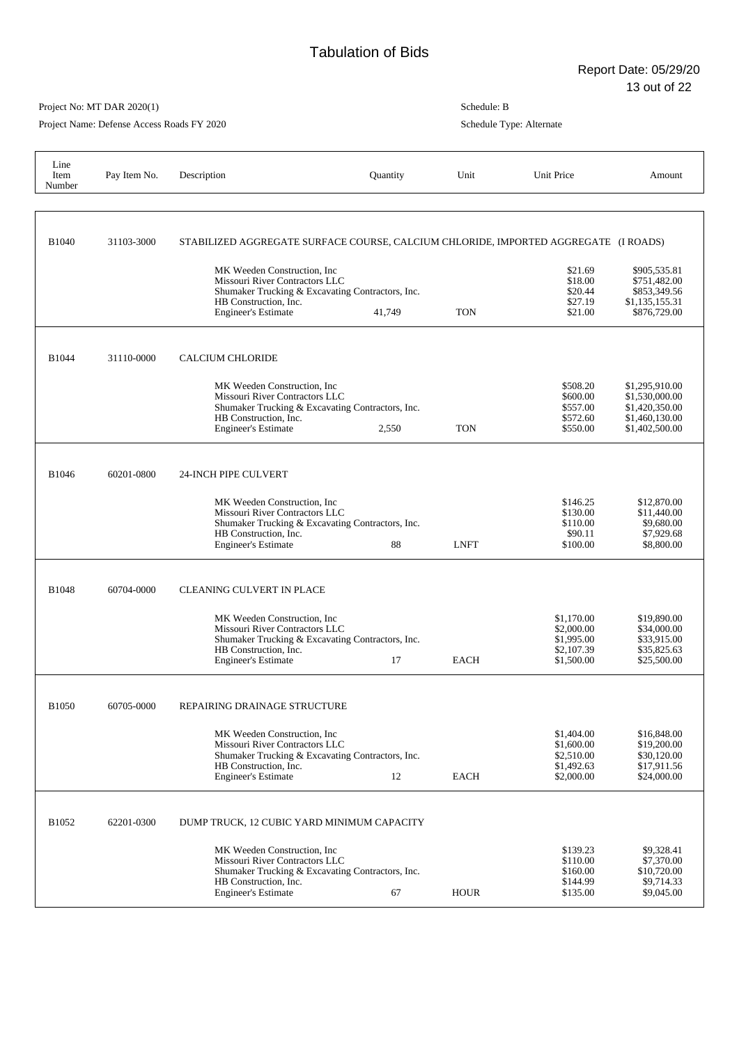# Tabulation of Bids

Report Date: 05/29/20

Project No: MT DAR 2020(1)

Project Name: Defense Access Roads FY 2020

Schedule: B

Schedule Type: Alternate

| Line Item Number | Pay Item No. | Description | Quantity | Unit | Unit Price | Amount |
|---|---|---|---|---|---|---|
| B1040 | 31103-3000 | STABILIZED AGGREGATE SURFACE COURSE, CALCIUM CHLORIDE, IMPORTED AGGREGATE (I ROADS) | | | | |
| | | MK Weeden Construction, Inc | | | $21.69 | $905,535.81 |
| | | Missouri River Contractors LLC | | | $18.00 | $751,482.00 |
| | | Shumaker Trucking & Excavating Contractors, Inc. | | | $20.44 | $853,349.56 |
| | | HB Construction, Inc. | | | $27.19 | $1,135,155.31 |
| | | Engineer's Estimate | 41,749 | TON | $21.00 | $876,729.00 |
| B1044 | 31110-0000 | CALCIUM CHLORIDE | | | | |
| | | MK Weeden Construction, Inc | | | $508.20 | $1,295,910.00 |
| | | Missouri River Contractors LLC | | | $600.00 | $1,530,000.00 |
| | | Shumaker Trucking & Excavating Contractors, Inc. | | | $557.00 | $1,420,350.00 |
| | | HB Construction, Inc. | | | $572.60 | $1,460,130.00 |
| | | Engineer's Estimate | 2,550 | TON | $550.00 | $1,402,500.00 |
| B1046 | 60201-0800 | 24-INCH PIPE CULVERT | | | | |
| | | MK Weeden Construction, Inc | | | $146.25 | $12,870.00 |
| | | Missouri River Contractors LLC | | | $130.00 | $11,440.00 |
| | | Shumaker Trucking & Excavating Contractors, Inc. | | | $110.00 | $9,680.00 |
| | | HB Construction, Inc. | | | $90.11 | $7,929.68 |
| | | Engineer's Estimate | 88 | LNFT | $100.00 | $8,800.00 |
| B1048 | 60704-0000 | CLEANING CULVERT IN PLACE | | | | |
| | | MK Weeden Construction, Inc | | | $1,170.00 | $19,890.00 |
| | | Missouri River Contractors LLC | | | $2,000.00 | $34,000.00 |
| | | Shumaker Trucking & Excavating Contractors, Inc. | | | $1,995.00 | $33,915.00 |
| | | HB Construction, Inc. | | | $2,107.39 | $35,825.63 |
| | | Engineer's Estimate | 17 | EACH | $1,500.00 | $25,500.00 |
| B1050 | 60705-0000 | REPAIRING DRAINAGE STRUCTURE | | | | |
| | | MK Weeden Construction, Inc | | | $1,404.00 | $16,848.00 |
| | | Missouri River Contractors LLC | | | $1,600.00 | $19,200.00 |
| | | Shumaker Trucking & Excavating Contractors, Inc. | | | $2,510.00 | $30,120.00 |
| | | HB Construction, Inc. | | | $1,492.63 | $17,911.56 |
| | | Engineer's Estimate | 12 | EACH | $2,000.00 | $24,000.00 |
| B1052 | 62201-0300 | DUMP TRUCK, 12 CUBIC YARD MINIMUM CAPACITY | | | | |
| | | MK Weeden Construction, Inc | | | $139.23 | $9,328.41 |
| | | Missouri River Contractors LLC | | | $110.00 | $7,370.00 |
| | | Shumaker Trucking & Excavating Contractors, Inc. | | | $160.00 | $10,720.00 |
| | | HB Construction, Inc. | | | $144.99 | $9,714.33 |
| | | Engineer's Estimate | 67 | HOUR | $135.00 | $9,045.00 |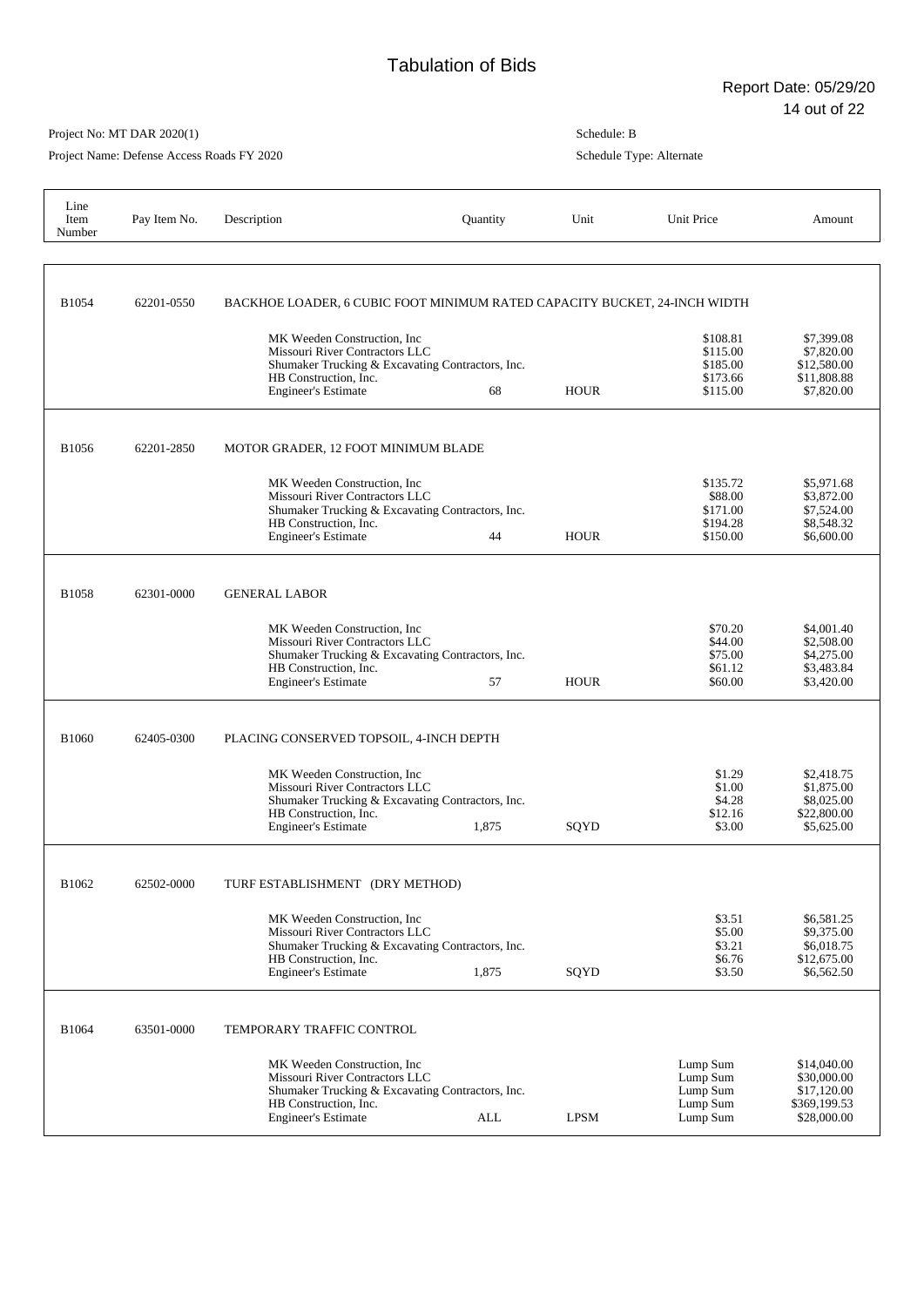# Tabulation of Bids

Report Date: 05/29/20

Project No: MT DAR 2020(1)

Project Name: Defense Access Roads FY 2020

Schedule: B

Schedule Type: Alternate

| Line Item Number | Pay Item No. | Description | Quantity | Unit | Unit Price | Amount |
|---|---|---|---|---|---|---|
| B1054 | 62201-0550 | BACKHOE LOADER, 6 CUBIC FOOT MINIMUM RATED CAPACITY BUCKET, 24-INCH WIDTH | | | | |
| | | MK Weeden Construction, Inc | | | $108.81 | $7,399.08 |
| | | Missouri River Contractors LLC | | | $115.00 | $7,820.00 |
| | | Shumaker Trucking & Excavating Contractors, Inc. | | | $185.00 | $12,580.00 |
| | | HB Construction, Inc. | | | $173.66 | $11,808.88 |
| | | Engineer's Estimate | 68 | HOUR | $115.00 | $7,820.00 |
| B1056 | 62201-2850 | MOTOR GRADER, 12 FOOT MINIMUM BLADE | | | | |
| | | MK Weeden Construction, Inc | | | $135.72 | $5,971.68 |
| | | Missouri River Contractors LLC | | | $88.00 | $3,872.00 |
| | | Shumaker Trucking & Excavating Contractors, Inc. | | | $171.00 | $7,524.00 |
| | | HB Construction, Inc. | | | $194.28 | $8,548.32 |
| | | Engineer's Estimate | 44 | HOUR | $150.00 | $6,600.00 |
| B1058 | 62301-0000 | GENERAL LABOR | | | | |
| | | MK Weeden Construction, Inc | | | $70.20 | $4,001.40 |
| | | Missouri River Contractors LLC | | | $44.00 | $2,508.00 |
| | | Shumaker Trucking & Excavating Contractors, Inc. | | | $75.00 | $4,275.00 |
| | | HB Construction, Inc. | | | $61.12 | $3,483.84 |
| | | Engineer's Estimate | 57 | HOUR | $60.00 | $3,420.00 |
| B1060 | 62405-0300 | PLACING CONSERVED TOPSOIL, 4-INCH DEPTH | | | | |
| | | MK Weeden Construction, Inc | | | $1.29 | $2,418.75 |
| | | Missouri River Contractors LLC | | | $1.00 | $1,875.00 |
| | | Shumaker Trucking & Excavating Contractors, Inc. | | | $4.28 | $8,025.00 |
| | | HB Construction, Inc. | | | $12.16 | $22,800.00 |
| | | Engineer's Estimate | 1,875 | SQYD | $3.00 | $5,625.00 |
| B1062 | 62502-0000 | TURF ESTABLISHMENT (DRY METHOD) | | | | |
| | | MK Weeden Construction, Inc | | | $3.51 | $6,581.25 |
| | | Missouri River Contractors LLC | | | $5.00 | $9,375.00 |
| | | Shumaker Trucking & Excavating Contractors, Inc. | | | $3.21 | $6,018.75 |
| | | HB Construction, Inc. | | | $6.76 | $12,675.00 |
| | | Engineer's Estimate | 1,875 | SQYD | $3.50 | $6,562.50 |
| B1064 | 63501-0000 | TEMPORARY TRAFFIC CONTROL | | | | |
| | | MK Weeden Construction, Inc | | | Lump Sum | $14,040.00 |
| | | Missouri River Contractors LLC | | | Lump Sum | $30,000.00 |
| | | Shumaker Trucking & Excavating Contractors, Inc. | | | Lump Sum | $17,120.00 |
| | | HB Construction, Inc. | | | Lump Sum | $369,199.53 |
| | | Engineer's Estimate | ALL | LPSM | Lump Sum | $28,000.00 |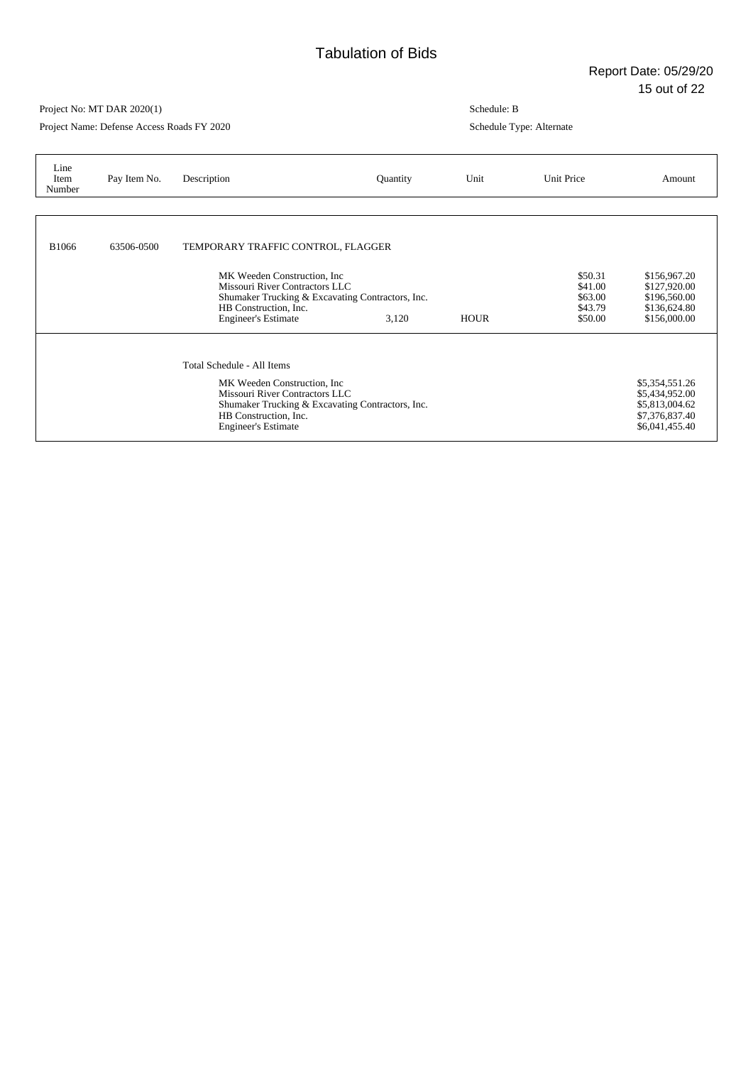# Tabulation of Bids

Report Date: 05/29/20

Project No: MT DAR 2020(1)

Project Name: Defense Access Roads FY 2020

Schedule: B

Schedule Type: Alternate

| Line Item Number | Pay Item No. | Description | Quantity | Unit | Unit Price | Amount |
|---|---|---|---|---|---|---|
| B1066 | 63506-0500 | TEMPORARY TRAFFIC CONTROL, FLAGGER | | | | |
| | | MK Weeden Construction, Inc | | | $50.31 | $156,967.20 |
| | | Missouri River Contractors LLC | | | $41.00 | $127,920.00 |
| | | Shumaker Trucking & Excavating Contractors, Inc. | | | $63.00 | $196,560.00 |
| | | HB Construction, Inc. | | | $43.79 | $136,624.80 |
| | | Engineer's Estimate | 3,120 | HOUR | $50.00 | $156,000.00 |
| | | Total Schedule - All Items | | | | |
| | | MK Weeden Construction, Inc | | | | $5,354,551.26 |
| | | Missouri River Contractors LLC | | | | $5,434,952.00 |
| | | Shumaker Trucking & Excavating Contractors, Inc. | | | | $5,813,004.62 |
| | | HB Construction, Inc. | | | | $7,376,837.40 |
| | | Engineer's Estimate | | | | $6,041,455.40 |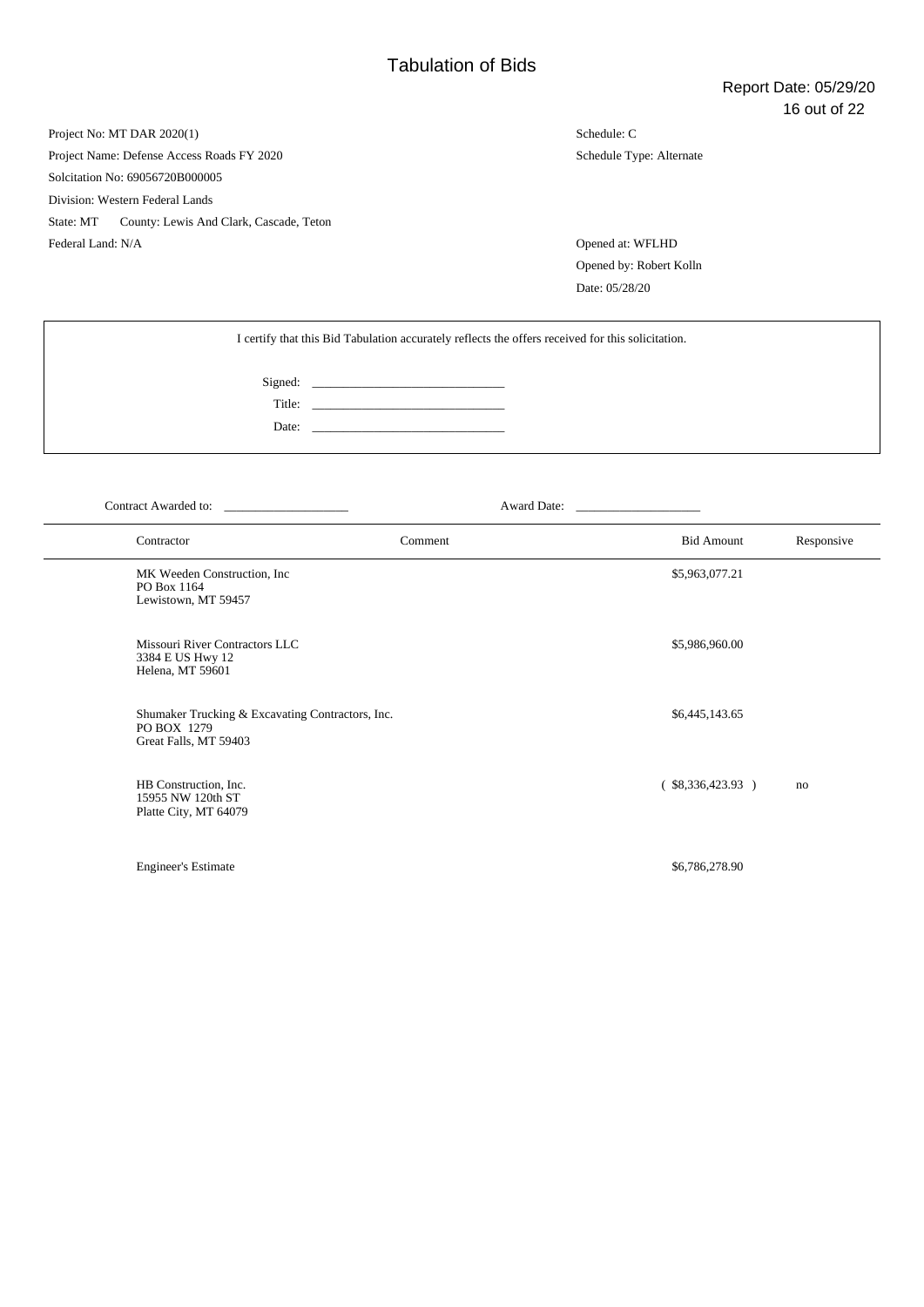# Tabulation of Bids

Report Date: 05/29/20

Project No: MT DAR 2020(1)
Project Name: Defense Access Roads FY 2020
Solcitation No: 69056720B000005
Division: Western Federal Lands
State: MT    County: Lewis And Clark, Cascade, Teton
Federal Land: N/A

Schedule: C
Schedule Type: Alternate

Opened at: WFLHD
Opened by: Robert Kolln
Date: 05/28/20

I certify that this Bid Tabulation accurately reflects the offers received for this solicitation.

Signed: ______________________________
Title: ______________________________
Date: ______________________________

Contract Awarded to: ____________________    Award Date: ____________________

| Contractor | Comment | Bid Amount | Responsive |
|---|---|---|---|
| MK Weeden Construction, Inc<br>PO Box 1164<br>Lewistown, MT 59457 | | $5,963,077.21 | |
| Missouri River Contractors LLC<br>3384 E US Hwy 12<br>Helena, MT 59601 | | $5,986,960.00 | |
| Shumaker Trucking & Excavating Contractors, Inc.<br>PO BOX 1279<br>Great Falls, MT 59403 | | $6,445,143.65 | |
| HB Construction, Inc.<br>15955 NW 120th ST<br>Platte City, MT 64079 | | ( $8,336,423.93 ) | no |
| Engineer's Estimate | | $6,786,278.90 | |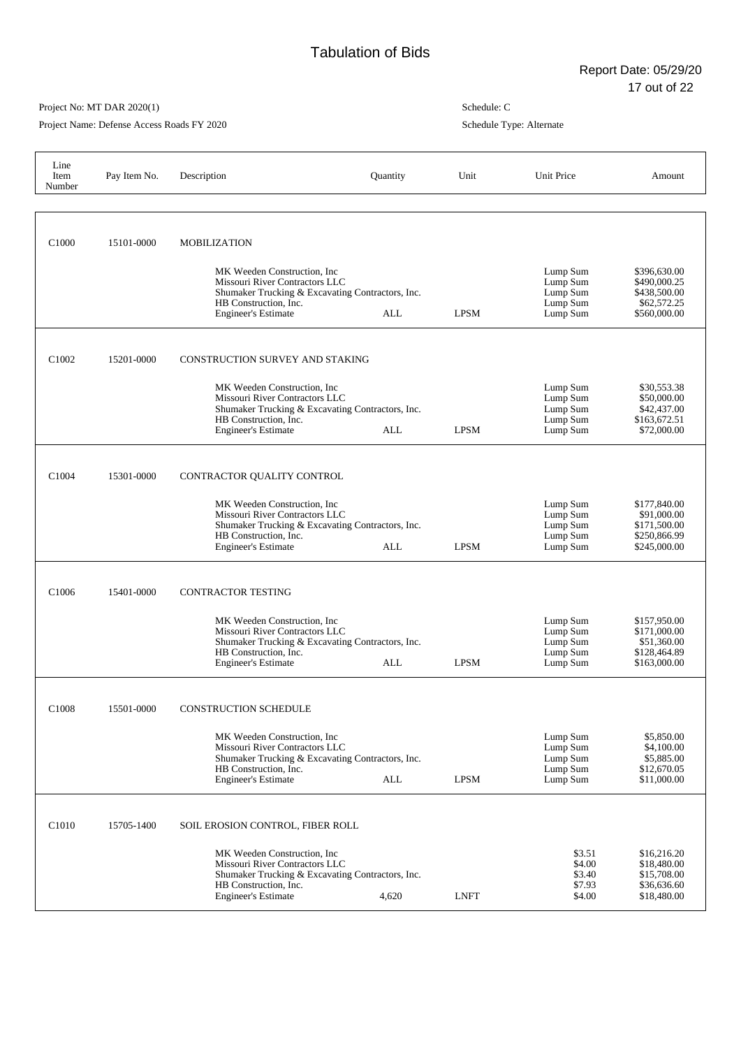# Tabulation of Bids

Report Date: 05/29/20

Project No: MT DAR 2020(1)

Project Name: Defense Access Roads FY 2020

Schedule: C

Schedule Type: Alternate

| Line Item Number | Pay Item No. | Description | Quantity | Unit | Unit Price | Amount |
|---|---|---|---|---|---|---|
| C1000 | 15101-0000 | MOBILIZATION | | | | |
| | | MK Weeden Construction, Inc | | | Lump Sum | $396,630.00 |
| | | Missouri River Contractors LLC | | | Lump Sum | $490,000.25 |
| | | Shumaker Trucking & Excavating Contractors, Inc. | | | Lump Sum | $438,500.00 |
| | | HB Construction, Inc. | | | Lump Sum | $62,572.25 |
| | | Engineer's Estimate | ALL | LPSM | Lump Sum | $560,000.00 |
| C1002 | 15201-0000 | CONSTRUCTION SURVEY AND STAKING | | | | |
| | | MK Weeden Construction, Inc | | | Lump Sum | $30,553.38 |
| | | Missouri River Contractors LLC | | | Lump Sum | $50,000.00 |
| | | Shumaker Trucking & Excavating Contractors, Inc. | | | Lump Sum | $42,437.00 |
| | | HB Construction, Inc. | | | Lump Sum | $163,672.51 |
| | | Engineer's Estimate | ALL | LPSM | Lump Sum | $72,000.00 |
| C1004 | 15301-0000 | CONTRACTOR QUALITY CONTROL | | | | |
| | | MK Weeden Construction, Inc | | | Lump Sum | $177,840.00 |
| | | Missouri River Contractors LLC | | | Lump Sum | $171,000.00 |
| | | Shumaker Trucking & Excavating Contractors, Inc. | | | Lump Sum | $171,500.00 |
| | | HB Construction, Inc. | | | Lump Sum | $250,866.99 |
| | | Engineer's Estimate | ALL | LPSM | Lump Sum | $245,000.00 |
| C1006 | 15401-0000 | CONTRACTOR TESTING | | | | |
| | | MK Weeden Construction, Inc | | | Lump Sum | $157,950.00 |
| | | Missouri River Contractors LLC | | | Lump Sum | $91,000.00 |
| | | Shumaker Trucking & Excavating Contractors, Inc. | | | Lump Sum | $51,360.00 |
| | | HB Construction, Inc. | | | Lump Sum | $128,464.89 |
| | | Engineer's Estimate | ALL | LPSM | Lump Sum | $163,000.00 |
| C1008 | 15501-0000 | CONSTRUCTION SCHEDULE | | | | |
| | | MK Weeden Construction, Inc | | | Lump Sum | $5,850.00 |
| | | Missouri River Contractors LLC | | | Lump Sum | $4,100.00 |
| | | Shumaker Trucking & Excavating Contractors, Inc. | | | Lump Sum | $5,885.00 |
| | | HB Construction, Inc. | | | Lump Sum | $12,670.05 |
| | | Engineer's Estimate | ALL | LPSM | Lump Sum | $11,000.00 |
| C1010 | 15705-1400 | SOIL EROSION CONTROL, FIBER ROLL | | | | |
| | | MK Weeden Construction, Inc | | | $3.51 | $16,216.20 |
| | | Missouri River Contractors LLC | | | $4.00 | $18,480.00 |
| | | Shumaker Trucking & Excavating Contractors, Inc. | | | $3.40 | $15,708.00 |
| | | HB Construction, Inc. | | | $7.93 | $36,636.60 |
| | | Engineer's Estimate | 4,620 | LNFT | $4.00 | $18,480.00 |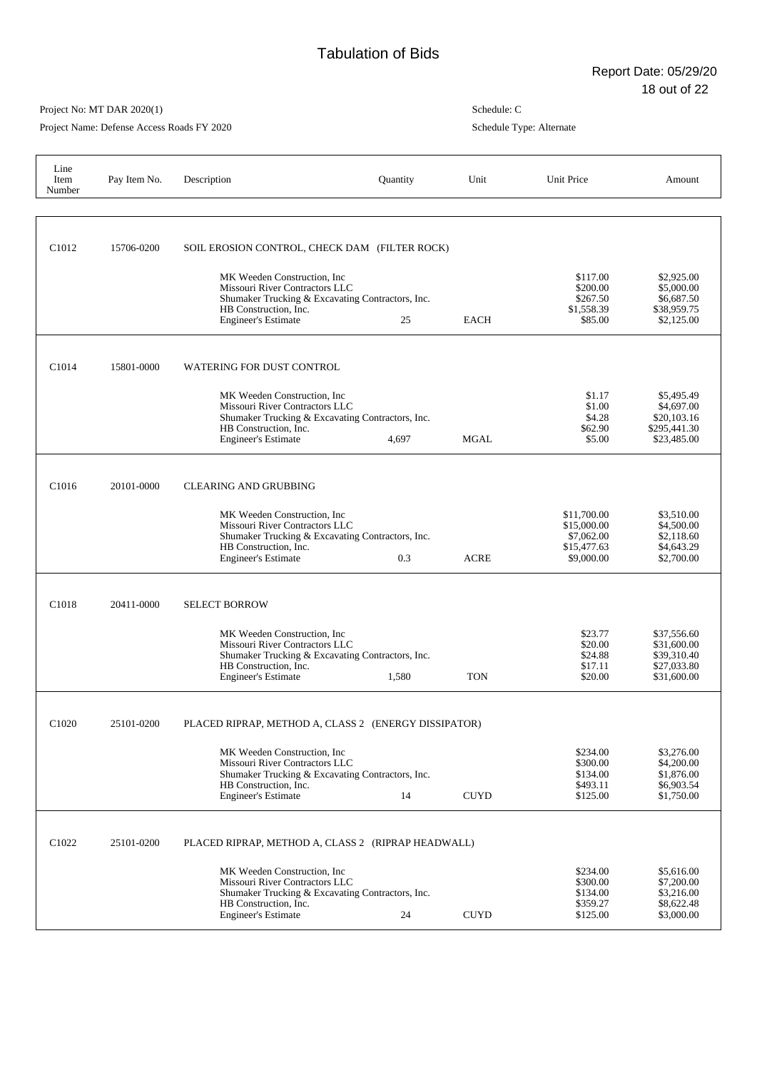# Tabulation of Bids

Report Date: 05/29/20

Project No: MT DAR 2020(1)

Project Name: Defense Access Roads FY 2020

Schedule: C

Schedule Type: Alternate

| Line Item Number | Pay Item No. | Description | Quantity | Unit | Unit Price | Amount |
|---|---|---|---|---|---|---|
| C1012 | 15706-0200 | SOIL EROSION CONTROL, CHECK DAM (FILTER ROCK) | | | | |
| | | MK Weeden Construction, Inc | | | $117.00 | $2,925.00 |
| | | Missouri River Contractors LLC | | | $200.00 | $5,000.00 |
| | | Shumaker Trucking & Excavating Contractors, Inc. | | | $267.50 | $6,687.50 |
| | | HB Construction, Inc. | | | $1,558.39 | $38,959.75 |
| | | Engineer's Estimate | 25 | EACH | $85.00 | $2,125.00 |
| C1014 | 15801-0000 | WATERING FOR DUST CONTROL | | | | |
| | | MK Weeden Construction, Inc | | | $1.17 | $5,495.49 |
| | | Missouri River Contractors LLC | | | $1.00 | $4,697.00 |
| | | Shumaker Trucking & Excavating Contractors, Inc. | | | $4.28 | $20,103.16 |
| | | HB Construction, Inc. | | | $62.90 | $295,441.30 |
| | | Engineer's Estimate | 4,697 | MGAL | $5.00 | $23,485.00 |
| C1016 | 20101-0000 | CLEARING AND GRUBBING | | | | |
| | | MK Weeden Construction, Inc | | | $11,700.00 | $3,510.00 |
| | | Missouri River Contractors LLC | | | $15,000.00 | $4,500.00 |
| | | Shumaker Trucking & Excavating Contractors, Inc. | | | $7,062.00 | $2,118.60 |
| | | HB Construction, Inc. | | | $15,477.63 | $4,643.29 |
| | | Engineer's Estimate | 0.3 | ACRE | $9,000.00 | $2,700.00 |
| C1018 | 20411-0000 | SELECT BORROW | | | | |
| | | MK Weeden Construction, Inc | | | $23.77 | $37,556.60 |
| | | Missouri River Contractors LLC | | | $20.00 | $31,600.00 |
| | | Shumaker Trucking & Excavating Contractors, Inc. | | | $24.88 | $39,310.40 |
| | | HB Construction, Inc. | | | $17.11 | $27,033.80 |
| | | Engineer's Estimate | 1,580 | TON | $20.00 | $31,600.00 |
| C1020 | 25101-0200 | PLACED RIPRAP, METHOD A, CLASS 2 (ENERGY DISSIPATOR) | | | | |
| | | MK Weeden Construction, Inc | | | $234.00 | $3,276.00 |
| | | Missouri River Contractors LLC | | | $300.00 | $4,200.00 |
| | | Shumaker Trucking & Excavating Contractors, Inc. | | | $134.00 | $1,876.00 |
| | | HB Construction, Inc. | | | $493.11 | $6,903.54 |
| | | Engineer's Estimate | 14 | CUYD | $125.00 | $1,750.00 |
| C1022 | 25101-0200 | PLACED RIPRAP, METHOD A, CLASS 2 (RIPRAP HEADWALL) | | | | |
| | | MK Weeden Construction, Inc | | | $234.00 | $5,616.00 |
| | | Missouri River Contractors LLC | | | $300.00 | $7,200.00 |
| | | Shumaker Trucking & Excavating Contractors, Inc. | | | $134.00 | $3,216.00 |
| | | HB Construction, Inc. | | | $359.27 | $8,622.48 |
| | | Engineer's Estimate | 24 | CUYD | $125.00 | $3,000.00 |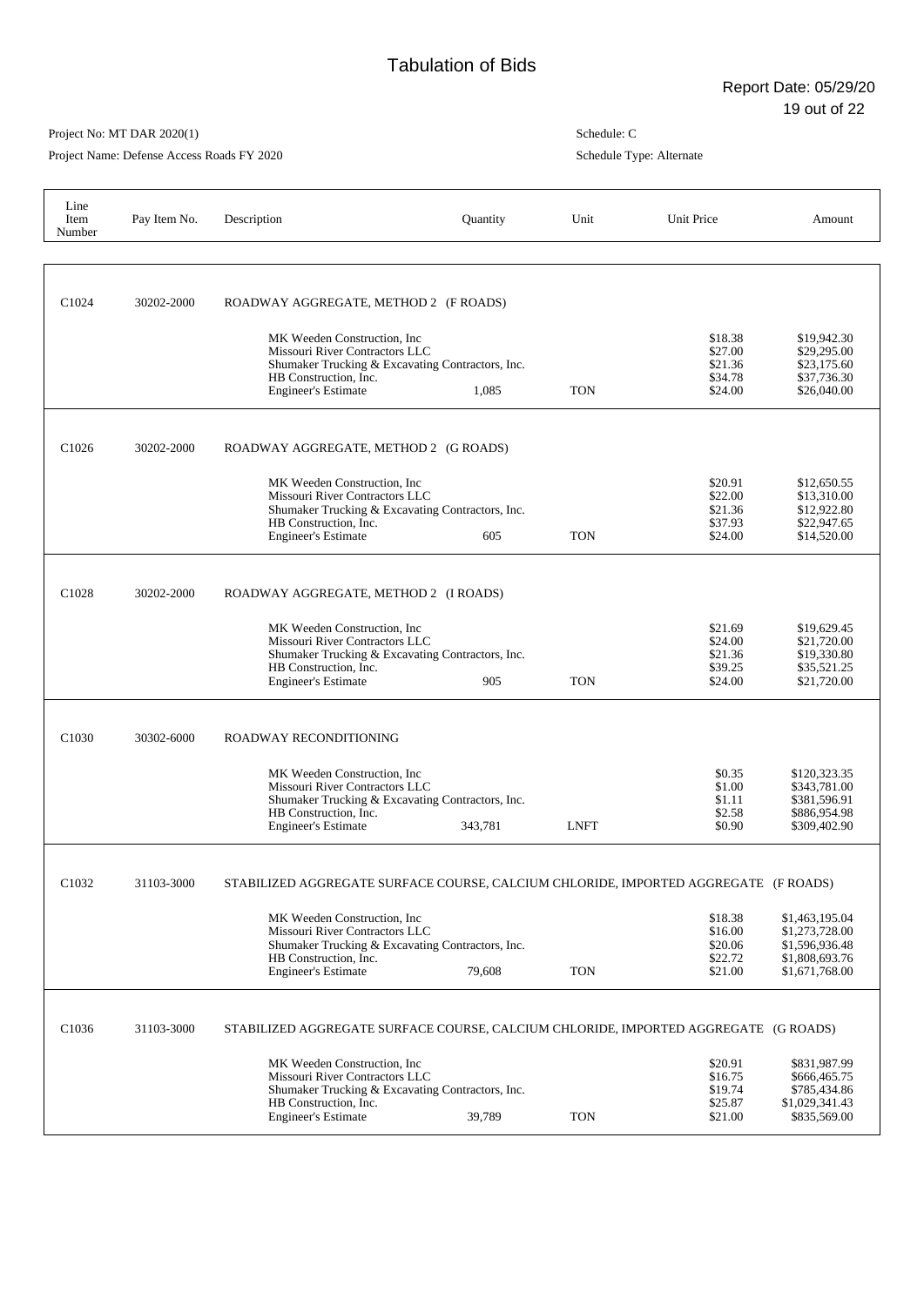# Tabulation of Bids

Report Date: 05/29/20

Project No: MT DAR 2020(1)

Project Name: Defense Access Roads FY 2020

Schedule: C

Schedule Type: Alternate

| Line Item Number | Pay Item No. | Description | Quantity | Unit | Unit Price | Amount |
|---|---|---|---|---|---|---|
| C1024 | 30202-2000 | ROADWAY AGGREGATE, METHOD 2 (F ROADS) | | | | |
| | | MK Weeden Construction, Inc | | | $18.38 | $19,942.30 |
| | | Missouri River Contractors LLC | | | $27.00 | $29,295.00 |
| | | Shumaker Trucking & Excavating Contractors, Inc. | | | $21.36 | $23,175.60 |
| | | HB Construction, Inc. | | | $34.78 | $37,736.30 |
| | | Engineer's Estimate | 1,085 | TON | $24.00 | $26,040.00 |
| C1026 | 30202-2000 | ROADWAY AGGREGATE, METHOD 2 (G ROADS) | | | | |
| | | MK Weeden Construction, Inc | | | $20.91 | $12,650.55 |
| | | Missouri River Contractors LLC | | | $22.00 | $13,310.00 |
| | | Shumaker Trucking & Excavating Contractors, Inc. | | | $21.36 | $12,922.80 |
| | | HB Construction, Inc. | | | $37.93 | $22,947.65 |
| | | Engineer's Estimate | 605 | TON | $24.00 | $14,520.00 |
| C1028 | 30202-2000 | ROADWAY AGGREGATE, METHOD 2 (I ROADS) | | | | |
| | | MK Weeden Construction, Inc | | | $21.69 | $19,629.45 |
| | | Missouri River Contractors LLC | | | $24.00 | $21,720.00 |
| | | Shumaker Trucking & Excavating Contractors, Inc. | | | $21.36 | $19,330.80 |
| | | HB Construction, Inc. | | | $39.25 | $35,521.25 |
| | | Engineer's Estimate | 905 | TON | $24.00 | $21,720.00 |
| C1030 | 30302-6000 | ROADWAY RECONDITIONING | | | | |
| | | MK Weeden Construction, Inc | | | $0.35 | $120,323.35 |
| | | Missouri River Contractors LLC | | | $1.00 | $343,781.00 |
| | | Shumaker Trucking & Excavating Contractors, Inc. | | | $1.11 | $381,596.91 |
| | | HB Construction, Inc. | | | $2.58 | $886,954.98 |
| | | Engineer's Estimate | 343,781 | LNFT | $0.90 | $309,402.90 |
| C1032 | 31103-3000 | STABILIZED AGGREGATE SURFACE COURSE, CALCIUM CHLORIDE, IMPORTED AGGREGATE (F ROADS) | | | | |
| | | MK Weeden Construction, Inc | | | $18.38 | $1,463,195.04 |
| | | Missouri River Contractors LLC | | | $16.00 | $1,273,728.00 |
| | | Shumaker Trucking & Excavating Contractors, Inc. | | | $20.06 | $1,596,936.48 |
| | | HB Construction, Inc. | | | $22.72 | $1,808,693.76 |
| | | Engineer's Estimate | 79,608 | TON | $21.00 | $1,671,768.00 |
| C1036 | 31103-3000 | STABILIZED AGGREGATE SURFACE COURSE, CALCIUM CHLORIDE, IMPORTED AGGREGATE (G ROADS) | | | | |
| | | MK Weeden Construction, Inc | | | $20.91 | $831,987.99 |
| | | Missouri River Contractors LLC | | | $16.75 | $666,465.75 |
| | | Shumaker Trucking & Excavating Contractors, Inc. | | | $19.74 | $785,434.86 |
| | | HB Construction, Inc. | | | $25.87 | $1,029,341.43 |
| | | Engineer's Estimate | 39,789 | TON | $21.00 | $835,569.00 |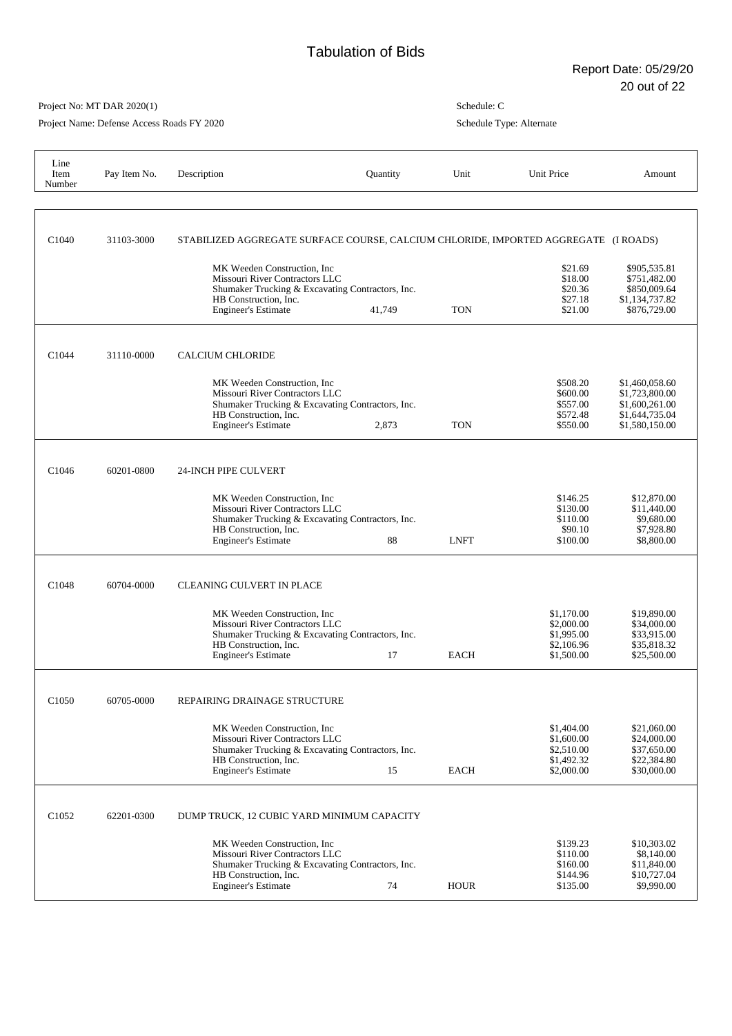# Tabulation of Bids

Report Date: 05/29/20

Project No: MT DAR 2020(1)

Project Name: Defense Access Roads FY 2020

Schedule: C

Schedule Type: Alternate

| Line Item Number | Pay Item No. | Description | Quantity | Unit | Unit Price | Amount |
|---|---|---|---|---|---|---|
| C1040 | 31103-3000 | STABILIZED AGGREGATE SURFACE COURSE, CALCIUM CHLORIDE, IMPORTED AGGREGATE (I ROADS) | | | | |
| | | MK Weeden Construction, Inc | | | $21.69 | $905,535.81 |
| | | Missouri River Contractors LLC | | | $18.00 | $751,482.00 |
| | | Shumaker Trucking & Excavating Contractors, Inc. | | | $20.36 | $850,009.64 |
| | | HB Construction, Inc. | | | $27.18 | $1,134,737.82 |
| | | Engineer's Estimate | 41,749 | TON | $21.00 | $876,729.00 |
| C1044 | 31110-0000 | CALCIUM CHLORIDE | | | | |
| | | MK Weeden Construction, Inc | | | $508.20 | $1,460,058.60 |
| | | Missouri River Contractors LLC | | | $600.00 | $1,723,800.00 |
| | | Shumaker Trucking & Excavating Contractors, Inc. | | | $557.00 | $1,600,261.00 |
| | | HB Construction, Inc. | | | $572.48 | $1,644,735.04 |
| | | Engineer's Estimate | 2,873 | TON | $550.00 | $1,580,150.00 |
| C1046 | 60201-0800 | 24-INCH PIPE CULVERT | | | | |
| | | MK Weeden Construction, Inc | | | $146.25 | $12,870.00 |
| | | Missouri River Contractors LLC | | | $130.00 | $11,440.00 |
| | | Shumaker Trucking & Excavating Contractors, Inc. | | | $110.00 | $9,680.00 |
| | | HB Construction, Inc. | | | $90.10 | $7,928.80 |
| | | Engineer's Estimate | 88 | LNFT | $100.00 | $8,800.00 |
| C1048 | 60704-0000 | CLEANING CULVERT IN PLACE | | | | |
| | | MK Weeden Construction, Inc | | | $1,170.00 | $19,890.00 |
| | | Missouri River Contractors LLC | | | $2,000.00 | $34,000.00 |
| | | Shumaker Trucking & Excavating Contractors, Inc. | | | $1,995.00 | $33,915.00 |
| | | HB Construction, Inc. | | | $2,106.96 | $35,818.32 |
| | | Engineer's Estimate | 17 | EACH | $1,500.00 | $25,500.00 |
| C1050 | 60705-0000 | REPAIRING DRAINAGE STRUCTURE | | | | |
| | | MK Weeden Construction, Inc | | | $1,404.00 | $21,060.00 |
| | | Missouri River Contractors LLC | | | $1,600.00 | $24,000.00 |
| | | Shumaker Trucking & Excavating Contractors, Inc. | | | $2,510.00 | $37,650.00 |
| | | HB Construction, Inc. | | | $1,492.32 | $22,384.80 |
| | | Engineer's Estimate | 15 | EACH | $2,000.00 | $30,000.00 |
| C1052 | 62201-0300 | DUMP TRUCK, 12 CUBIC YARD MINIMUM CAPACITY | | | | |
| | | MK Weeden Construction, Inc | | | $139.23 | $10,303.02 |
| | | Missouri River Contractors LLC | | | $110.00 | $8,140.00 |
| | | Shumaker Trucking & Excavating Contractors, Inc. | | | $160.00 | $11,840.00 |
| | | HB Construction, Inc. | | | $144.96 | $10,727.04 |
| | | Engineer's Estimate | 74 | HOUR | $135.00 | $9,990.00 |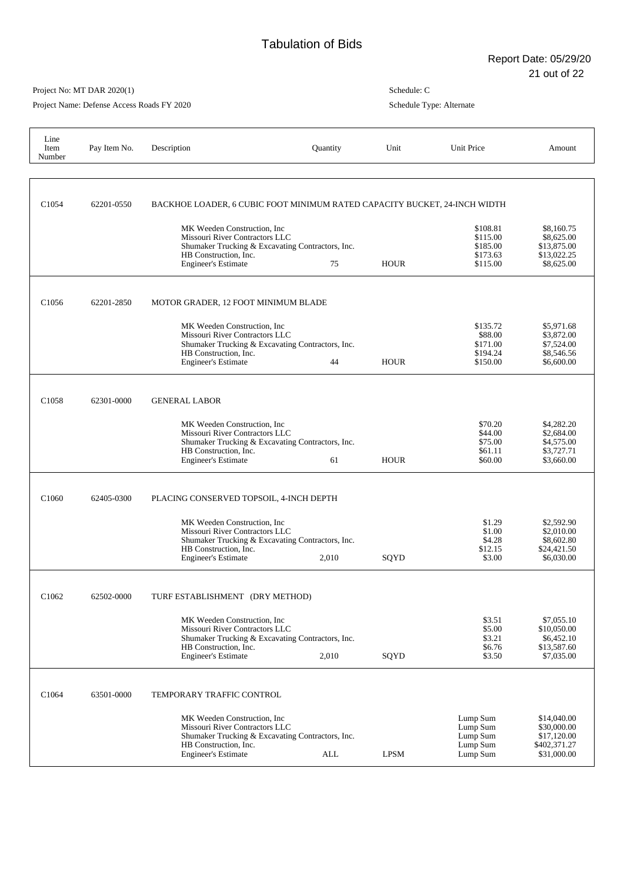# Tabulation of Bids

Report Date: 05/29/20

Project No: MT DAR 2020(1)

Project Name: Defense Access Roads FY 2020

Schedule: C

Schedule Type: Alternate

| Line Item Number | Pay Item No. | Description | Quantity | Unit | Unit Price | Amount |
|---|---|---|---|---|---|---|
| C1054 | 62201-0550 | BACKHOE LOADER, 6 CUBIC FOOT MINIMUM RATED CAPACITY BUCKET, 24-INCH WIDTH | | | | |
| | | MK Weeden Construction, Inc | | | $108.81 | $8,160.75 |
| | | Missouri River Contractors LLC | | | $115.00 | $8,625.00 |
| | | Shumaker Trucking & Excavating Contractors, Inc. | | | $185.00 | $13,875.00 |
| | | HB Construction, Inc. | | | $173.63 | $13,022.25 |
| | | Engineer's Estimate | 75 | HOUR | $115.00 | $8,625.00 |
| C1056 | 62201-2850 | MOTOR GRADER, 12 FOOT MINIMUM BLADE | | | | |
| | | MK Weeden Construction, Inc | | | $135.72 | $5,971.68 |
| | | Missouri River Contractors LLC | | | $88.00 | $3,872.00 |
| | | Shumaker Trucking & Excavating Contractors, Inc. | | | $171.00 | $7,524.00 |
| | | HB Construction, Inc. | | | $194.24 | $8,546.56 |
| | | Engineer's Estimate | 44 | HOUR | $150.00 | $6,600.00 |
| C1058 | 62301-0000 | GENERAL LABOR | | | | |
| | | MK Weeden Construction, Inc | | | $70.20 | $4,282.20 |
| | | Missouri River Contractors LLC | | | $44.00 | $2,684.00 |
| | | Shumaker Trucking & Excavating Contractors, Inc. | | | $75.00 | $4,575.00 |
| | | HB Construction, Inc. | | | $61.11 | $3,727.71 |
| | | Engineer's Estimate | 61 | HOUR | $60.00 | $3,660.00 |
| C1060 | 62405-0300 | PLACING CONSERVED TOPSOIL, 4-INCH DEPTH | | | | |
| | | MK Weeden Construction, Inc | | | $1.29 | $2,592.90 |
| | | Missouri River Contractors LLC | | | $1.00 | $2,010.00 |
| | | Shumaker Trucking & Excavating Contractors, Inc. | | | $4.28 | $8,602.80 |
| | | HB Construction, Inc. | | | $12.15 | $24,421.50 |
| | | Engineer's Estimate | 2,010 | SQYD | $3.00 | $6,030.00 |
| C1062 | 62502-0000 | TURF ESTABLISHMENT (DRY METHOD) | | | | |
| | | MK Weeden Construction, Inc | | | $3.51 | $7,055.10 |
| | | Missouri River Contractors LLC | | | $5.00 | $10,050.00 |
| | | Shumaker Trucking & Excavating Contractors, Inc. | | | $3.21 | $6,452.10 |
| | | HB Construction, Inc. | | | $6.76 | $13,587.60 |
| | | Engineer's Estimate | 2,010 | SQYD | $3.50 | $7,035.00 |
| C1064 | 63501-0000 | TEMPORARY TRAFFIC CONTROL | | | | |
| | | MK Weeden Construction, Inc | | | Lump Sum | $14,040.00 |
| | | Missouri River Contractors LLC | | | Lump Sum | $30,000.00 |
| | | Shumaker Trucking & Excavating Contractors, Inc. | | | Lump Sum | $17,120.00 |
| | | HB Construction, Inc. | | | Lump Sum | $402,371.27 |
| | | Engineer's Estimate | ALL | LPSM | Lump Sum | $31,000.00 |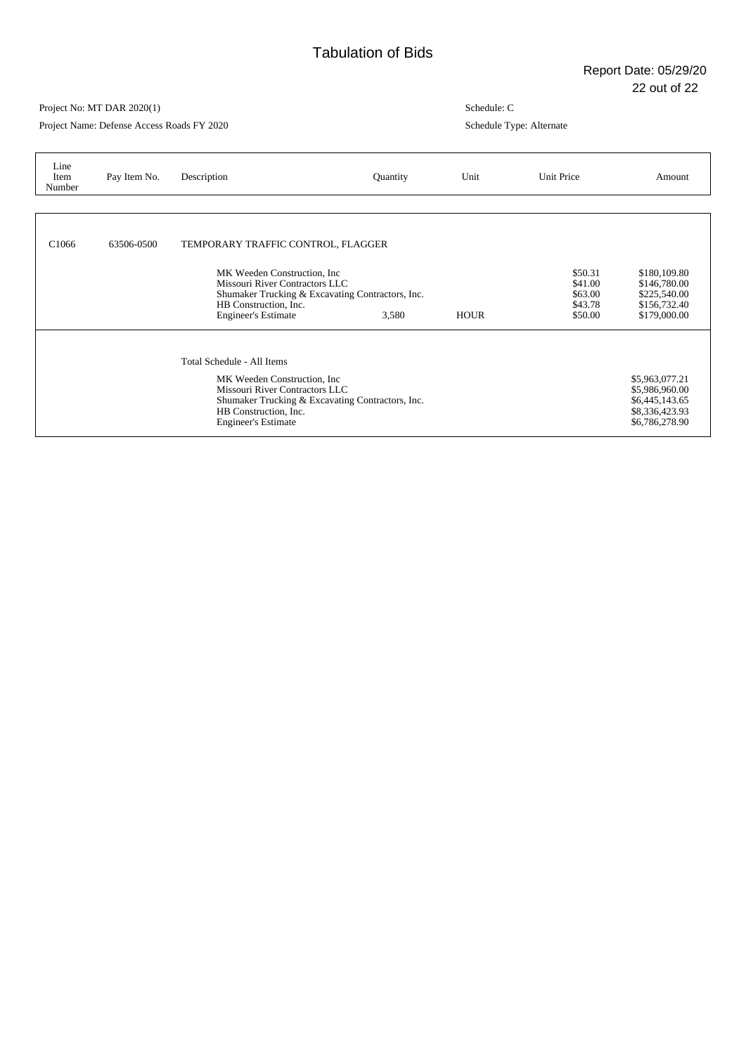# Tabulation of Bids

Report Date: 05/29/20

Project No: MT DAR 2020(1)

Project Name: Defense Access Roads FY 2020

Schedule: C

Schedule Type: Alternate

| Line Item Number | Pay Item No. | Description | Quantity | Unit | Unit Price | Amount |
|---|---|---|---|---|---|---|
| C1066 | 63506-0500 | TEMPORARY TRAFFIC CONTROL, FLAGGER | | | | |
| | | MK Weeden Construction, Inc | | | $50.31 | $180,109.80 |
| | | Missouri River Contractors LLC | | | $41.00 | $146,780.00 |
| | | Shumaker Trucking & Excavating Contractors, Inc. | | | $63.00 | $225,540.00 |
| | | HB Construction, Inc. | | | $43.78 | $156,732.40 |
| | | Engineer's Estimate | 3,580 | HOUR | $50.00 | $179,000.00 |
| | | Total Schedule - All Items | | | | |
| | | MK Weeden Construction, Inc | | | | $5,963,077.21 |
| | | Missouri River Contractors LLC | | | | $5,986,960.00 |
| | | Shumaker Trucking & Excavating Contractors, Inc. | | | | $6,445,143.65 |
| | | HB Construction, Inc. | | | | $8,336,423.93 |
| | | Engineer's Estimate | | | | $6,786,278.90 |